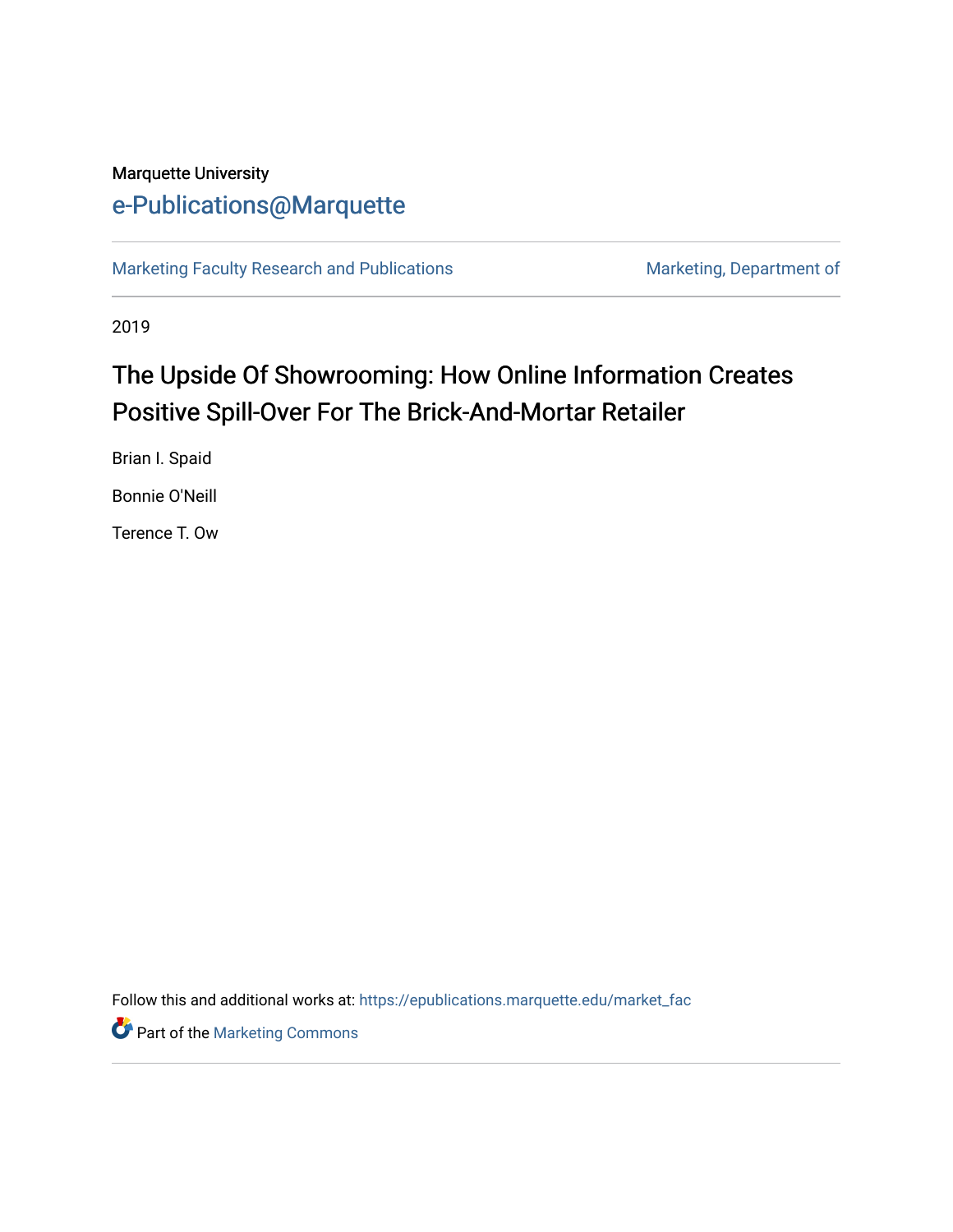Marquette University

e-Publications@Marquette

Marketing Faculty Research and Publications | Marketing, Department of

2019

# The Upside Of Showrooming: How Online Information Creates Positive Spill-Over For The Brick-And-Mortar Retailer

Brian I. Spaid

Bonnie O'Neill

Terence T. Ow

Follow this and additional works at: https://epublications.marquette.edu/market_fac

Part of the Marketing Commons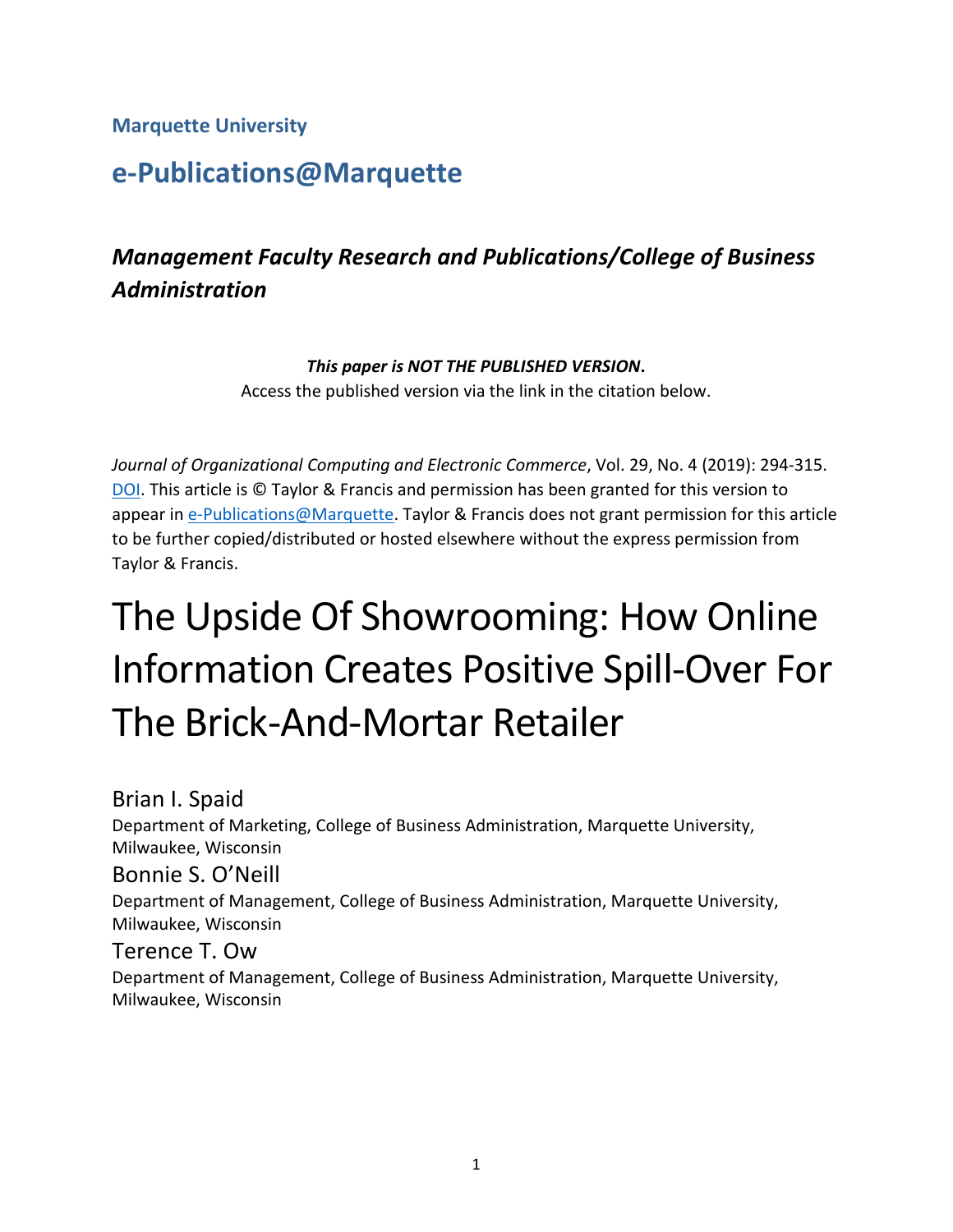Marquette University

# e-Publications@Marquette

## *Management Faculty Research and Publications/College of Business Administration*

***This paper is NOT THE PUBLISHED VERSION*.**
Access the published version via the link in the citation below.

*Journal of Organizational Computing and Electronic Commerce*, Vol. 29, No. 4 (2019): 294-315. DOI. This article is © Taylor & Francis and permission has been granted for this version to appear in e-Publications@Marquette. Taylor & Francis does not grant permission for this article to be further copied/distributed or hosted elsewhere without the express permission from Taylor & Francis.

# The Upside Of Showrooming: How Online Information Creates Positive Spill-Over For The Brick-And-Mortar Retailer

Brian I. Spaid
Department of Marketing, College of Business Administration, Marquette University, Milwaukee, Wisconsin

Bonnie S. O'Neill
Department of Management, College of Business Administration, Marquette University, Milwaukee, Wisconsin

Terence T. Ow
Department of Management, College of Business Administration, Marquette University, Milwaukee, Wisconsin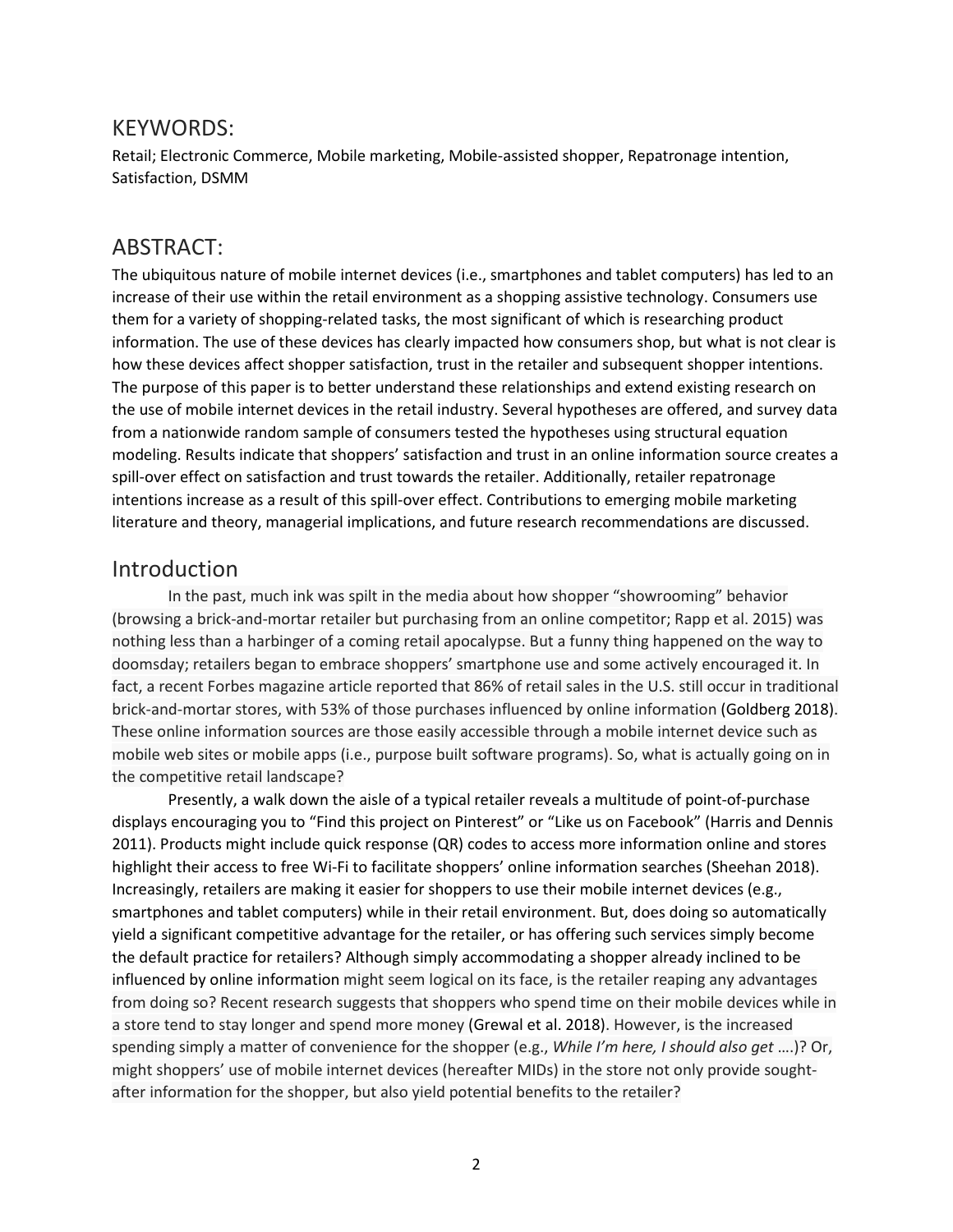## KEYWORDS:

Retail; Electronic Commerce, Mobile marketing, Mobile-assisted shopper, Repatronage intention, Satisfaction, DSMM

## ABSTRACT:

The ubiquitous nature of mobile internet devices (i.e., smartphones and tablet computers) has led to an increase of their use within the retail environment as a shopping assistive technology. Consumers use them for a variety of shopping-related tasks, the most significant of which is researching product information. The use of these devices has clearly impacted how consumers shop, but what is not clear is how these devices affect shopper satisfaction, trust in the retailer and subsequent shopper intentions. The purpose of this paper is to better understand these relationships and extend existing research on the use of mobile internet devices in the retail industry. Several hypotheses are offered, and survey data from a nationwide random sample of consumers tested the hypotheses using structural equation modeling. Results indicate that shoppers' satisfaction and trust in an online information source creates a spill-over effect on satisfaction and trust towards the retailer. Additionally, retailer repatronage intentions increase as a result of this spill-over effect. Contributions to emerging mobile marketing literature and theory, managerial implications, and future research recommendations are discussed.

## Introduction

In the past, much ink was spilt in the media about how shopper "showrooming" behavior (browsing a brick-and-mortar retailer but purchasing from an online competitor; Rapp et al. 2015) was nothing less than a harbinger of a coming retail apocalypse. But a funny thing happened on the way to doomsday; retailers began to embrace shoppers' smartphone use and some actively encouraged it. In fact, a recent Forbes magazine article reported that 86% of retail sales in the U.S. still occur in traditional brick-and-mortar stores, with 53% of those purchases influenced by online information (Goldberg 2018). These online information sources are those easily accessible through a mobile internet device such as mobile web sites or mobile apps (i.e., purpose built software programs). So, what is actually going on in the competitive retail landscape?

Presently, a walk down the aisle of a typical retailer reveals a multitude of point-of-purchase displays encouraging you to "Find this project on Pinterest" or "Like us on Facebook" (Harris and Dennis 2011). Products might include quick response (QR) codes to access more information online and stores highlight their access to free Wi-Fi to facilitate shoppers' online information searches (Sheehan 2018). Increasingly, retailers are making it easier for shoppers to use their mobile internet devices (e.g., smartphones and tablet computers) while in their retail environment. But, does doing so automatically yield a significant competitive advantage for the retailer, or has offering such services simply become the default practice for retailers? Although simply accommodating a shopper already inclined to be influenced by online information might seem logical on its face, is the retailer reaping any advantages from doing so? Recent research suggests that shoppers who spend time on their mobile devices while in a store tend to stay longer and spend more money (Grewal et al. 2018). However, is the increased spending simply a matter of convenience for the shopper (e.g., *While I'm here, I should also get ....*)? Or, might shoppers' use of mobile internet devices (hereafter MIDs) in the store not only provide sought-after information for the shopper, but also yield potential benefits to the retailer?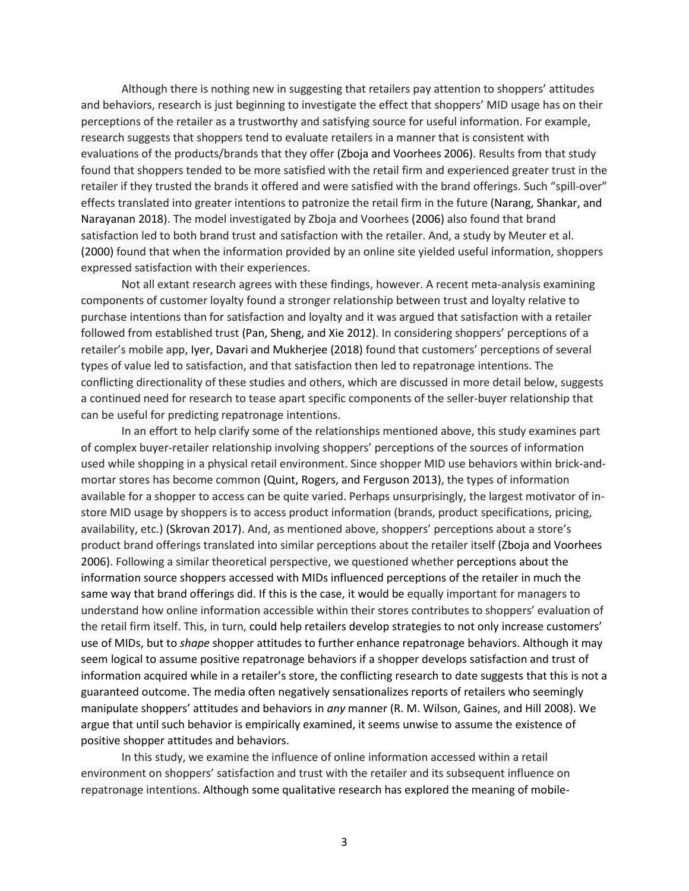Although there is nothing new in suggesting that retailers pay attention to shoppers' attitudes and behaviors, research is just beginning to investigate the effect that shoppers' MID usage has on their perceptions of the retailer as a trustworthy and satisfying source for useful information. For example, research suggests that shoppers tend to evaluate retailers in a manner that is consistent with evaluations of the products/brands that they offer (Zboja and Voorhees 2006). Results from that study found that shoppers tended to be more satisfied with the retail firm and experienced greater trust in the retailer if they trusted the brands it offered and were satisfied with the brand offerings. Such "spill-over" effects translated into greater intentions to patronize the retail firm in the future (Narang, Shankar, and Narayanan 2018). The model investigated by Zboja and Voorhees (2006) also found that brand satisfaction led to both brand trust and satisfaction with the retailer. And, a study by Meuter et al. (2000) found that when the information provided by an online site yielded useful information, shoppers expressed satisfaction with their experiences.

Not all extant research agrees with these findings, however. A recent meta-analysis examining components of customer loyalty found a stronger relationship between trust and loyalty relative to purchase intentions than for satisfaction and loyalty and it was argued that satisfaction with a retailer followed from established trust (Pan, Sheng, and Xie 2012). In considering shoppers' perceptions of a retailer's mobile app, Iyer, Davari and Mukherjee (2018) found that customers' perceptions of several types of value led to satisfaction, and that satisfaction then led to repatronage intentions. The conflicting directionality of these studies and others, which are discussed in more detail below, suggests a continued need for research to tease apart specific components of the seller-buyer relationship that can be useful for predicting repatronage intentions.

In an effort to help clarify some of the relationships mentioned above, this study examines part of complex buyer-retailer relationship involving shoppers' perceptions of the sources of information used while shopping in a physical retail environment. Since shopper MID use behaviors within brick-and-mortar stores has become common (Quint, Rogers, and Ferguson 2013), the types of information available for a shopper to access can be quite varied. Perhaps unsurprisingly, the largest motivator of in-store MID usage by shoppers is to access product information (brands, product specifications, pricing, availability, etc.) (Skrovan 2017). And, as mentioned above, shoppers' perceptions about a store's product brand offerings translated into similar perceptions about the retailer itself (Zboja and Voorhees 2006). Following a similar theoretical perspective, we questioned whether perceptions about the information source shoppers accessed with MIDs influenced perceptions of the retailer in much the same way that brand offerings did. If this is the case, it would be equally important for managers to understand how online information accessible within their stores contributes to shoppers' evaluation of the retail firm itself. This, in turn, could help retailers develop strategies to not only increase customers' use of MIDs, but to *shape* shopper attitudes to further enhance repatronage behaviors. Although it may seem logical to assume positive repatronage behaviors if a shopper develops satisfaction and trust of information acquired while in a retailer's store, the conflicting research to date suggests that this is not a guaranteed outcome. The media often negatively sensationalizes reports of retailers who seemingly manipulate shoppers' attitudes and behaviors in *any* manner (R. M. Wilson, Gaines, and Hill 2008). We argue that until such behavior is empirically examined, it seems unwise to assume the existence of positive shopper attitudes and behaviors.

In this study, we examine the influence of online information accessed within a retail environment on shoppers' satisfaction and trust with the retailer and its subsequent influence on repatronage intentions. Although some qualitative research has explored the meaning of mobile-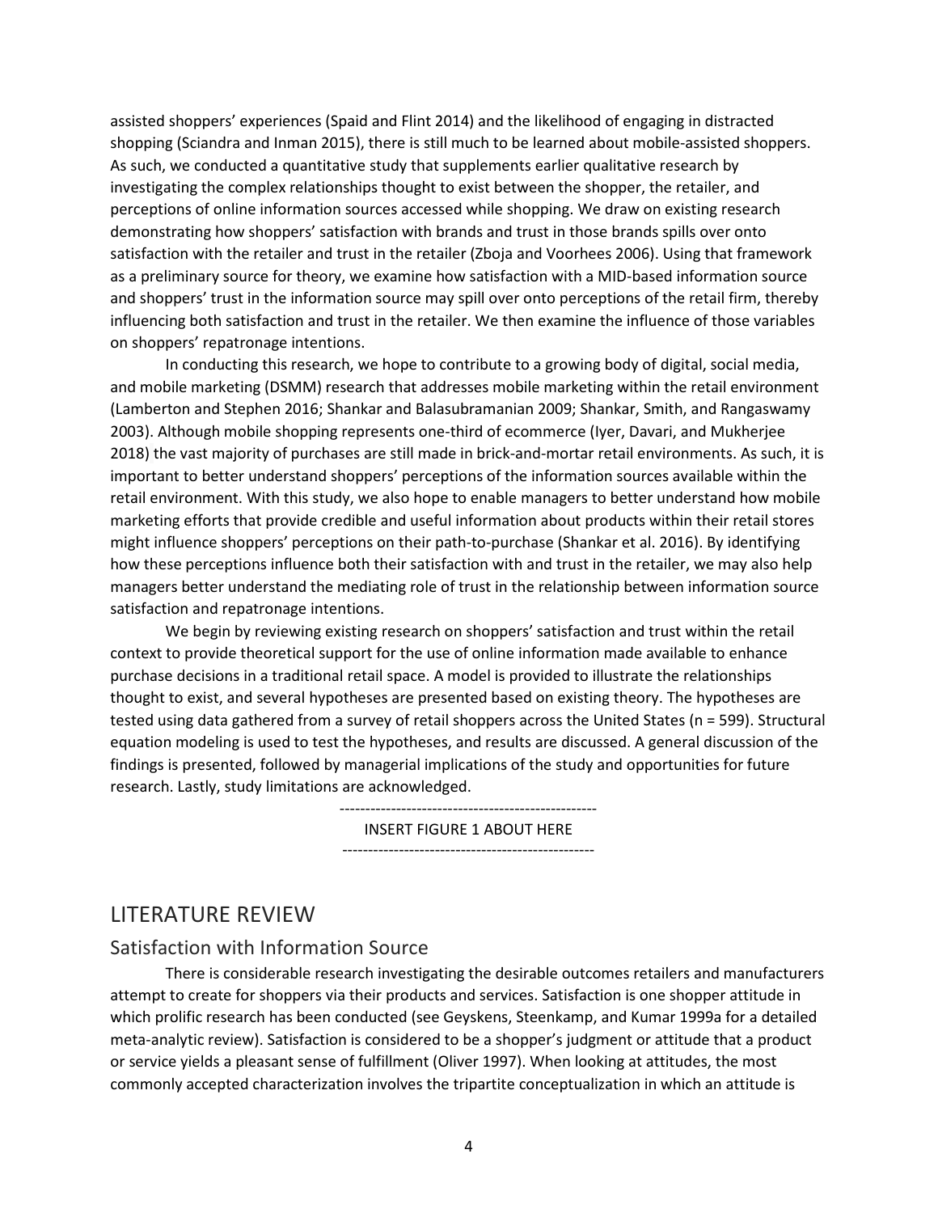assisted shoppers' experiences (Spaid and Flint 2014) and the likelihood of engaging in distracted shopping (Sciandra and Inman 2015), there is still much to be learned about mobile-assisted shoppers. As such, we conducted a quantitative study that supplements earlier qualitative research by investigating the complex relationships thought to exist between the shopper, the retailer, and perceptions of online information sources accessed while shopping. We draw on existing research demonstrating how shoppers' satisfaction with brands and trust in those brands spills over onto satisfaction with the retailer and trust in the retailer (Zboja and Voorhees 2006). Using that framework as a preliminary source for theory, we examine how satisfaction with a MID-based information source and shoppers' trust in the information source may spill over onto perceptions of the retail firm, thereby influencing both satisfaction and trust in the retailer. We then examine the influence of those variables on shoppers' repatronage intentions.

In conducting this research, we hope to contribute to a growing body of digital, social media, and mobile marketing (DSMM) research that addresses mobile marketing within the retail environment (Lamberton and Stephen 2016; Shankar and Balasubramanian 2009; Shankar, Smith, and Rangaswamy 2003). Although mobile shopping represents one-third of ecommerce (Iyer, Davari, and Mukherjee 2018) the vast majority of purchases are still made in brick-and-mortar retail environments. As such, it is important to better understand shoppers' perceptions of the information sources available within the retail environment. With this study, we also hope to enable managers to better understand how mobile marketing efforts that provide credible and useful information about products within their retail stores might influence shoppers' perceptions on their path-to-purchase (Shankar et al. 2016). By identifying how these perceptions influence both their satisfaction with and trust in the retailer, we may also help managers better understand the mediating role of trust in the relationship between information source satisfaction and repatronage intentions.

We begin by reviewing existing research on shoppers' satisfaction and trust within the retail context to provide theoretical support for the use of online information made available to enhance purchase decisions in a traditional retail space. A model is provided to illustrate the relationships thought to exist, and several hypotheses are presented based on existing theory. The hypotheses are tested using data gathered from a survey of retail shoppers across the United States (n = 599). Structural equation modeling is used to test the hypotheses, and results are discussed. A general discussion of the findings is presented, followed by managerial implications of the study and opportunities for future research. Lastly, study limitations are acknowledged.

-------------------------------------------------
INSERT FIGURE 1 ABOUT HERE
-------------------------------------------------

# LITERATURE REVIEW

## Satisfaction with Information Source

There is considerable research investigating the desirable outcomes retailers and manufacturers attempt to create for shoppers via their products and services. Satisfaction is one shopper attitude in which prolific research has been conducted (see Geyskens, Steenkamp, and Kumar 1999a for a detailed meta-analytic review). Satisfaction is considered to be a shopper's judgment or attitude that a product or service yields a pleasant sense of fulfillment (Oliver 1997). When looking at attitudes, the most commonly accepted characterization involves the tripartite conceptualization in which an attitude is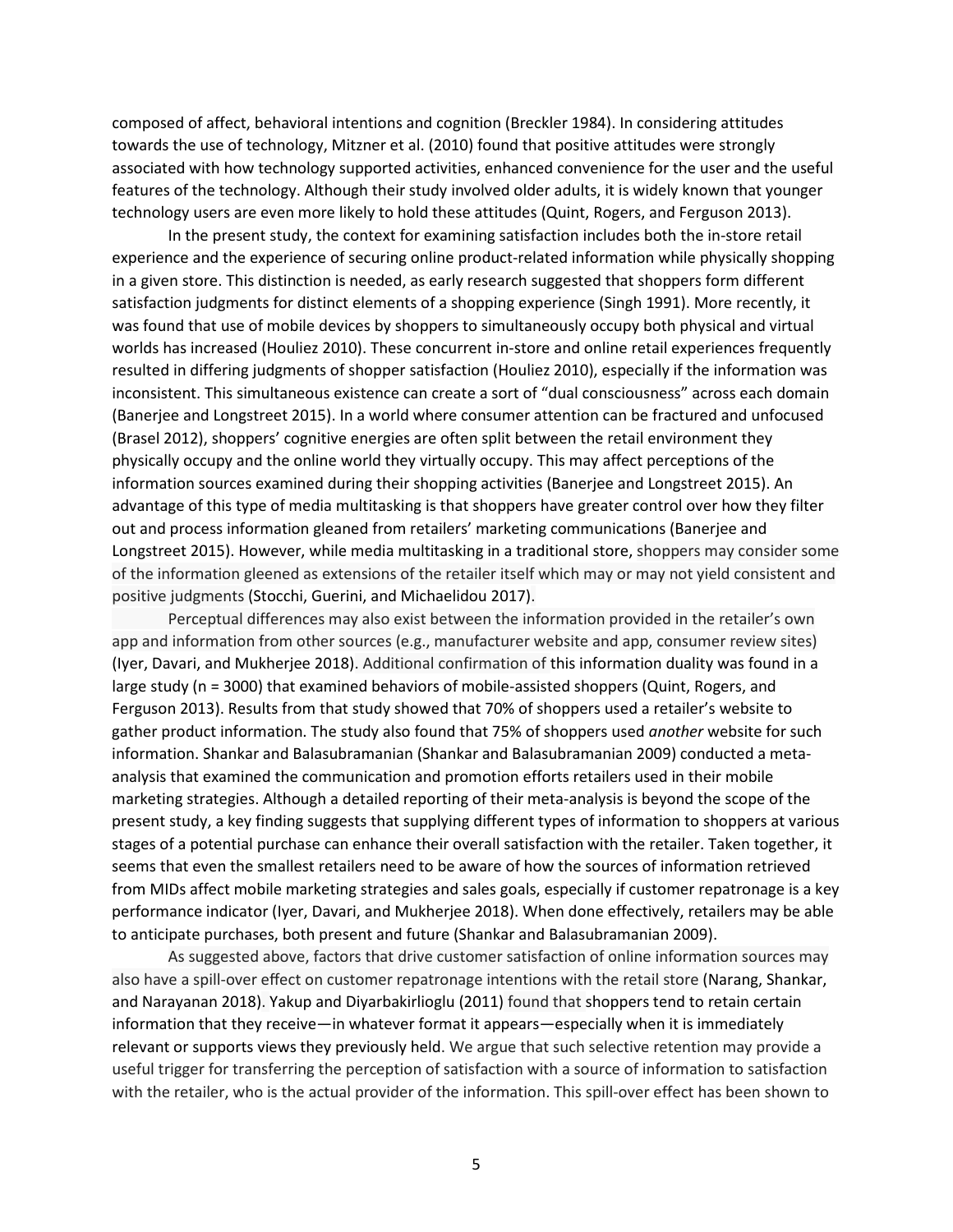composed of affect, behavioral intentions and cognition (Breckler 1984). In considering attitudes towards the use of technology, Mitzner et al. (2010) found that positive attitudes were strongly associated with how technology supported activities, enhanced convenience for the user and the useful features of the technology. Although their study involved older adults, it is widely known that younger technology users are even more likely to hold these attitudes (Quint, Rogers, and Ferguson 2013).

In the present study, the context for examining satisfaction includes both the in-store retail experience and the experience of securing online product-related information while physically shopping in a given store. This distinction is needed, as early research suggested that shoppers form different satisfaction judgments for distinct elements of a shopping experience (Singh 1991). More recently, it was found that use of mobile devices by shoppers to simultaneously occupy both physical and virtual worlds has increased (Houliez 2010). These concurrent in-store and online retail experiences frequently resulted in differing judgments of shopper satisfaction (Houliez 2010), especially if the information was inconsistent. This simultaneous existence can create a sort of "dual consciousness" across each domain (Banerjee and Longstreet 2015). In a world where consumer attention can be fractured and unfocused (Brasel 2012), shoppers' cognitive energies are often split between the retail environment they physically occupy and the online world they virtually occupy. This may affect perceptions of the information sources examined during their shopping activities (Banerjee and Longstreet 2015). An advantage of this type of media multitasking is that shoppers have greater control over how they filter out and process information gleaned from retailers' marketing communications (Banerjee and Longstreet 2015). However, while media multitasking in a traditional store, shoppers may consider some of the information gleened as extensions of the retailer itself which may or may not yield consistent and positive judgments (Stocchi, Guerini, and Michaelidou 2017).

Perceptual differences may also exist between the information provided in the retailer's own app and information from other sources (e.g., manufacturer website and app, consumer review sites) (Iyer, Davari, and Mukherjee 2018). Additional confirmation of this information duality was found in a large study (n = 3000) that examined behaviors of mobile-assisted shoppers (Quint, Rogers, and Ferguson 2013). Results from that study showed that 70% of shoppers used a retailer's website to gather product information. The study also found that 75% of shoppers used *another* website for such information. Shankar and Balasubramanian (Shankar and Balasubramanian 2009) conducted a meta-analysis that examined the communication and promotion efforts retailers used in their mobile marketing strategies. Although a detailed reporting of their meta-analysis is beyond the scope of the present study, a key finding suggests that supplying different types of information to shoppers at various stages of a potential purchase can enhance their overall satisfaction with the retailer. Taken together, it seems that even the smallest retailers need to be aware of how the sources of information retrieved from MIDs affect mobile marketing strategies and sales goals, especially if customer repatronage is a key performance indicator (Iyer, Davari, and Mukherjee 2018). When done effectively, retailers may be able to anticipate purchases, both present and future (Shankar and Balasubramanian 2009).

As suggested above, factors that drive customer satisfaction of online information sources may also have a spill-over effect on customer repatronage intentions with the retail store (Narang, Shankar, and Narayanan 2018). Yakup and Diyarbakirlioglu (2011) found that shoppers tend to retain certain information that they receive—in whatever format it appears—especially when it is immediately relevant or supports views they previously held. We argue that such selective retention may provide a useful trigger for transferring the perception of satisfaction with a source of information to satisfaction with the retailer, who is the actual provider of the information. This spill-over effect has been shown to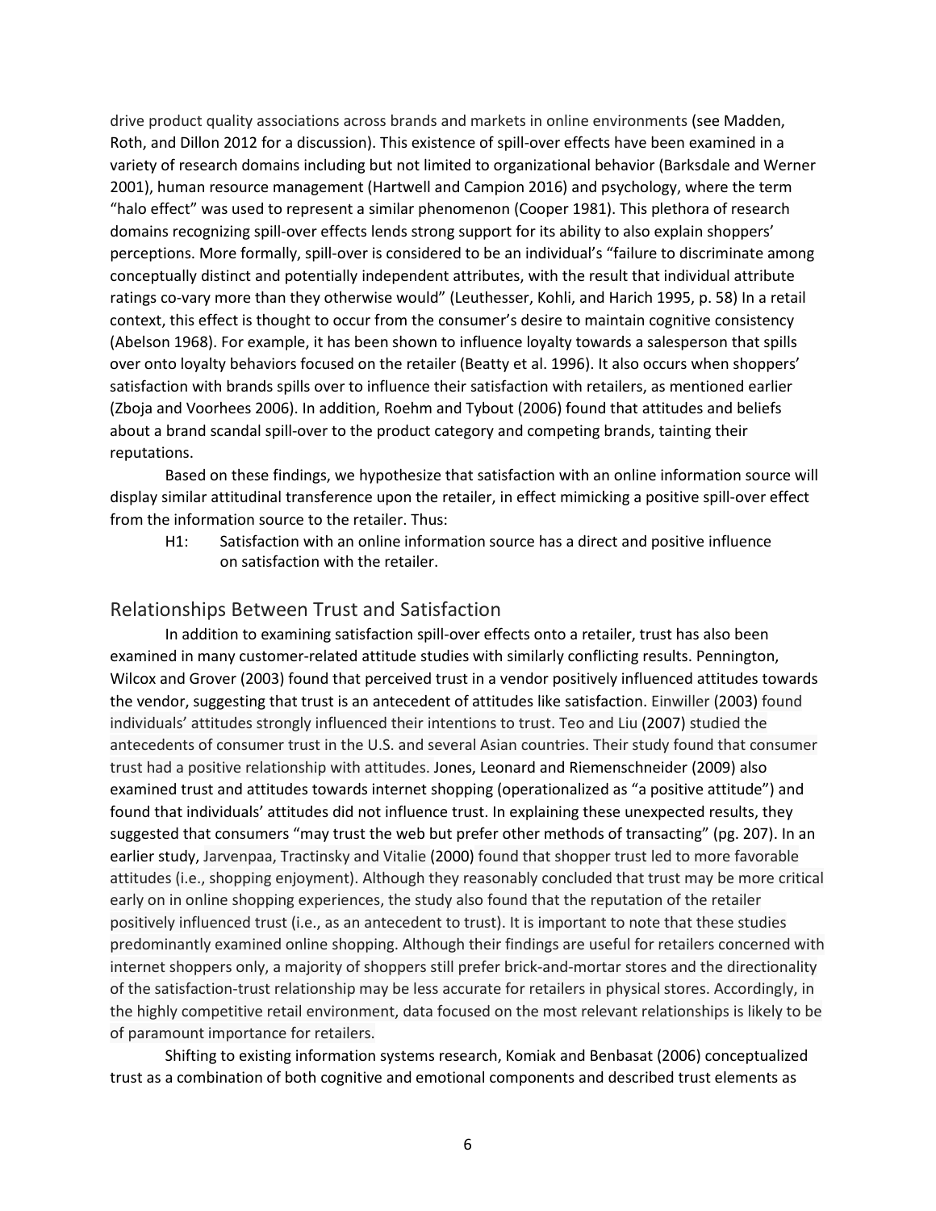drive product quality associations across brands and markets in online environments (see Madden, Roth, and Dillon 2012 for a discussion). This existence of spill-over effects have been examined in a variety of research domains including but not limited to organizational behavior (Barksdale and Werner 2001), human resource management (Hartwell and Campion 2016) and psychology, where the term "halo effect" was used to represent a similar phenomenon (Cooper 1981). This plethora of research domains recognizing spill-over effects lends strong support for its ability to also explain shoppers' perceptions. More formally, spill-over is considered to be an individual's "failure to discriminate among conceptually distinct and potentially independent attributes, with the result that individual attribute ratings co-vary more than they otherwise would" (Leuthesser, Kohli, and Harich 1995, p. 58) In a retail context, this effect is thought to occur from the consumer's desire to maintain cognitive consistency (Abelson 1968). For example, it has been shown to influence loyalty towards a salesperson that spills over onto loyalty behaviors focused on the retailer (Beatty et al. 1996). It also occurs when shoppers' satisfaction with brands spills over to influence their satisfaction with retailers, as mentioned earlier (Zboja and Voorhees 2006). In addition, Roehm and Tybout (2006) found that attitudes and beliefs about a brand scandal spill-over to the product category and competing brands, tainting their reputations.

Based on these findings, we hypothesize that satisfaction with an online information source will display similar attitudinal transference upon the retailer, in effect mimicking a positive spill-over effect from the information source to the retailer. Thus:

> H1: Satisfaction with an online information source has a direct and positive influence on satisfaction with the retailer.

## Relationships Between Trust and Satisfaction

In addition to examining satisfaction spill-over effects onto a retailer, trust has also been examined in many customer-related attitude studies with similarly conflicting results. Pennington, Wilcox and Grover (2003) found that perceived trust in a vendor positively influenced attitudes towards the vendor, suggesting that trust is an antecedent of attitudes like satisfaction. Einwiller (2003) found individuals' attitudes strongly influenced their intentions to trust. Teo and Liu (2007) studied the antecedents of consumer trust in the U.S. and several Asian countries. Their study found that consumer trust had a positive relationship with attitudes. Jones, Leonard and Riemenschneider (2009) also examined trust and attitudes towards internet shopping (operationalized as "a positive attitude") and found that individuals' attitudes did not influence trust. In explaining these unexpected results, they suggested that consumers "may trust the web but prefer other methods of transacting" (pg. 207). In an earlier study, Jarvenpaa, Tractinsky and Vitalie (2000) found that shopper trust led to more favorable attitudes (i.e., shopping enjoyment). Although they reasonably concluded that trust may be more critical early on in online shopping experiences, the study also found that the reputation of the retailer positively influenced trust (i.e., as an antecedent to trust). It is important to note that these studies predominantly examined online shopping. Although their findings are useful for retailers concerned with internet shoppers only, a majority of shoppers still prefer brick-and-mortar stores and the directionality of the satisfaction-trust relationship may be less accurate for retailers in physical stores. Accordingly, in the highly competitive retail environment, data focused on the most relevant relationships is likely to be of paramount importance for retailers.

Shifting to existing information systems research, Komiak and Benbasat (2006) conceptualized trust as a combination of both cognitive and emotional components and described trust elements as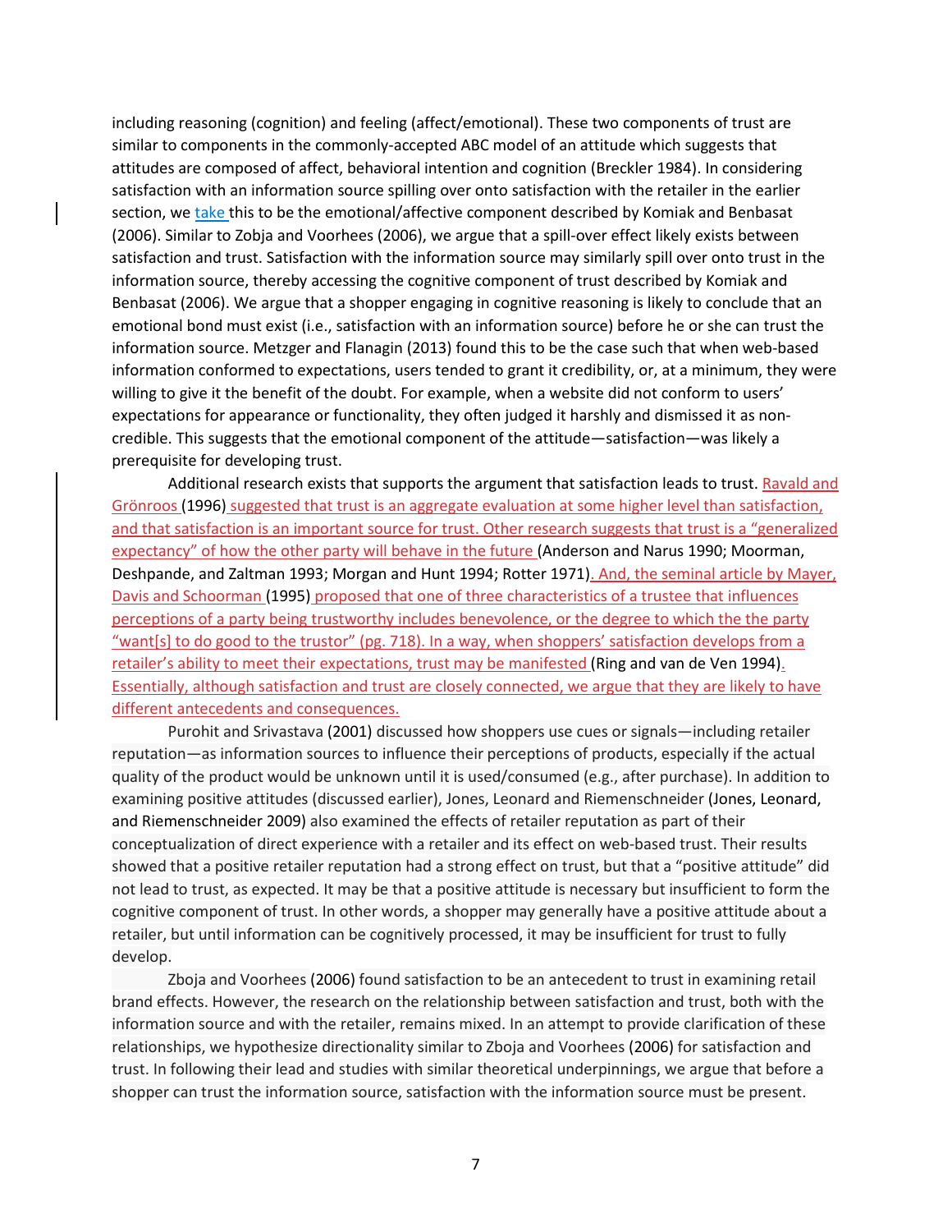including reasoning (cognition) and feeling (affect/emotional). These two components of trust are similar to components in the commonly-accepted ABC model of an attitude which suggests that attitudes are composed of affect, behavioral intention and cognition (Breckler 1984). In considering satisfaction with an information source spilling over onto satisfaction with the retailer in the earlier section, we take this to be the emotional/affective component described by Komiak and Benbasat (2006). Similar to Zobja and Voorhees (2006), we argue that a spill-over effect likely exists between satisfaction and trust. Satisfaction with the information source may similarly spill over onto trust in the information source, thereby accessing the cognitive component of trust described by Komiak and Benbasat (2006). We argue that a shopper engaging in cognitive reasoning is likely to conclude that an emotional bond must exist (i.e., satisfaction with an information source) before he or she can trust the information source. Metzger and Flanagin (2013) found this to be the case such that when web-based information conformed to expectations, users tended to grant it credibility, or, at a minimum, they were willing to give it the benefit of the doubt. For example, when a website did not conform to users' expectations for appearance or functionality, they often judged it harshly and dismissed it as non-credible. This suggests that the emotional component of the attitude—satisfaction—was likely a prerequisite for developing trust.

Additional research exists that supports the argument that satisfaction leads to trust. Ravald and Grönroos (1996) suggested that trust is an aggregate evaluation at some higher level than satisfaction, and that satisfaction is an important source for trust. Other research suggests that trust is a "generalized expectancy" of how the other party will behave in the future (Anderson and Narus 1990; Moorman, Deshpande, and Zaltman 1993; Morgan and Hunt 1994; Rotter 1971). And, the seminal article by Mayer, Davis and Schoorman (1995) proposed that one of three characteristics of a trustee that influences perceptions of a party being trustworthy includes benevolence, or the degree to which the the party "want[s] to do good to the trustor" (pg. 718). In a way, when shoppers' satisfaction develops from a retailer's ability to meet their expectations, trust may be manifested (Ring and van de Ven 1994). Essentially, although satisfaction and trust are closely connected, we argue that they are likely to have different antecedents and consequences.

Purohit and Srivastava (2001) discussed how shoppers use cues or signals—including retailer reputation—as information sources to influence their perceptions of products, especially if the actual quality of the product would be unknown until it is used/consumed (e.g., after purchase). In addition to examining positive attitudes (discussed earlier), Jones, Leonard and Riemenschneider (Jones, Leonard, and Riemenschneider 2009) also examined the effects of retailer reputation as part of their conceptualization of direct experience with a retailer and its effect on web-based trust. Their results showed that a positive retailer reputation had a strong effect on trust, but that a "positive attitude" did not lead to trust, as expected. It may be that a positive attitude is necessary but insufficient to form the cognitive component of trust. In other words, a shopper may generally have a positive attitude about a retailer, but until information can be cognitively processed, it may be insufficient for trust to fully develop.

Zboja and Voorhees (2006) found satisfaction to be an antecedent to trust in examining retail brand effects. However, the research on the relationship between satisfaction and trust, both with the information source and with the retailer, remains mixed. In an attempt to provide clarification of these relationships, we hypothesize directionality similar to Zboja and Voorhees (2006) for satisfaction and trust. In following their lead and studies with similar theoretical underpinnings, we argue that before a shopper can trust the information source, satisfaction with the information source must be present.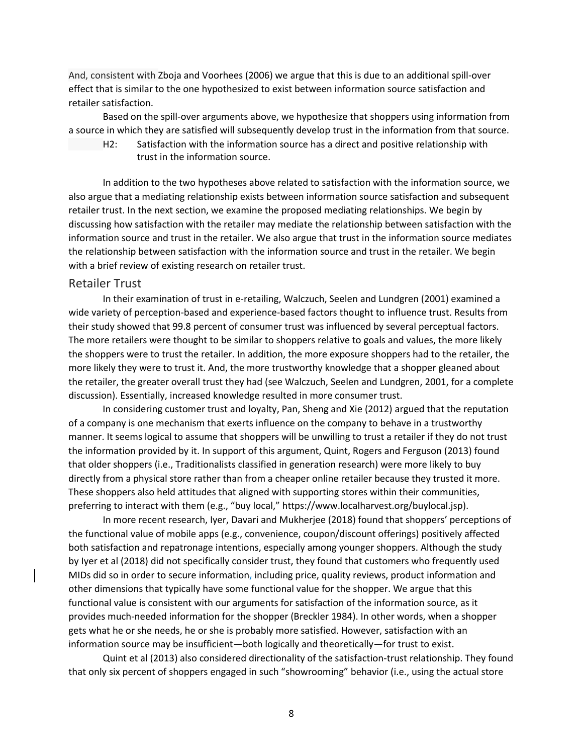And, consistent with Zboja and Voorhees (2006) we argue that this is due to an additional spill-over effect that is similar to the one hypothesized to exist between information source satisfaction and retailer satisfaction.

Based on the spill-over arguments above, we hypothesize that shoppers using information from a source in which they are satisfied will subsequently develop trust in the information from that source.

H2: Satisfaction with the information source has a direct and positive relationship with trust in the information source.

In addition to the two hypotheses above related to satisfaction with the information source, we also argue that a mediating relationship exists between information source satisfaction and subsequent retailer trust. In the next section, we examine the proposed mediating relationships. We begin by discussing how satisfaction with the retailer may mediate the relationship between satisfaction with the information source and trust in the retailer. We also argue that trust in the information source mediates the relationship between satisfaction with the information source and trust in the retailer. We begin with a brief review of existing research on retailer trust.

## Retailer Trust

In their examination of trust in e-retailing, Walczuch, Seelen and Lundgren (2001) examined a wide variety of perception-based and experience-based factors thought to influence trust. Results from their study showed that 99.8 percent of consumer trust was influenced by several perceptual factors. The more retailers were thought to be similar to shoppers relative to goals and values, the more likely the shoppers were to trust the retailer. In addition, the more exposure shoppers had to the retailer, the more likely they were to trust it. And, the more trustworthy knowledge that a shopper gleaned about the retailer, the greater overall trust they had (see Walczuch, Seelen and Lundgren, 2001, for a complete discussion). Essentially, increased knowledge resulted in more consumer trust.

In considering customer trust and loyalty, Pan, Sheng and Xie (2012) argued that the reputation of a company is one mechanism that exerts influence on the company to behave in a trustworthy manner. It seems logical to assume that shoppers will be unwilling to trust a retailer if they do not trust the information provided by it. In support of this argument, Quint, Rogers and Ferguson (2013) found that older shoppers (i.e., Traditionalists classified in generation research) were more likely to buy directly from a physical store rather than from a cheaper online retailer because they trusted it more. These shoppers also held attitudes that aligned with supporting stores within their communities, preferring to interact with them (e.g., "buy local," https://www.localharvest.org/buylocal.jsp).

In more recent research, Iyer, Davari and Mukherjee (2018) found that shoppers' perceptions of the functional value of mobile apps (e.g., convenience, coupon/discount offerings) positively affected both satisfaction and repatronage intentions, especially among younger shoppers. Although the study by Iyer et al (2018) did not specifically consider trust, they found that customers who frequently used MIDs did so in order to secure information, including price, quality reviews, product information and other dimensions that typically have some functional value for the shopper. We argue that this functional value is consistent with our arguments for satisfaction of the information source, as it provides much-needed information for the shopper (Breckler 1984). In other words, when a shopper gets what he or she needs, he or she is probably more satisfied. However, satisfaction with an information source may be insufficient—both logically and theoretically—for trust to exist.

Quint et al (2013) also considered directionality of the satisfaction-trust relationship. They found that only six percent of shoppers engaged in such "showrooming" behavior (i.e., using the actual store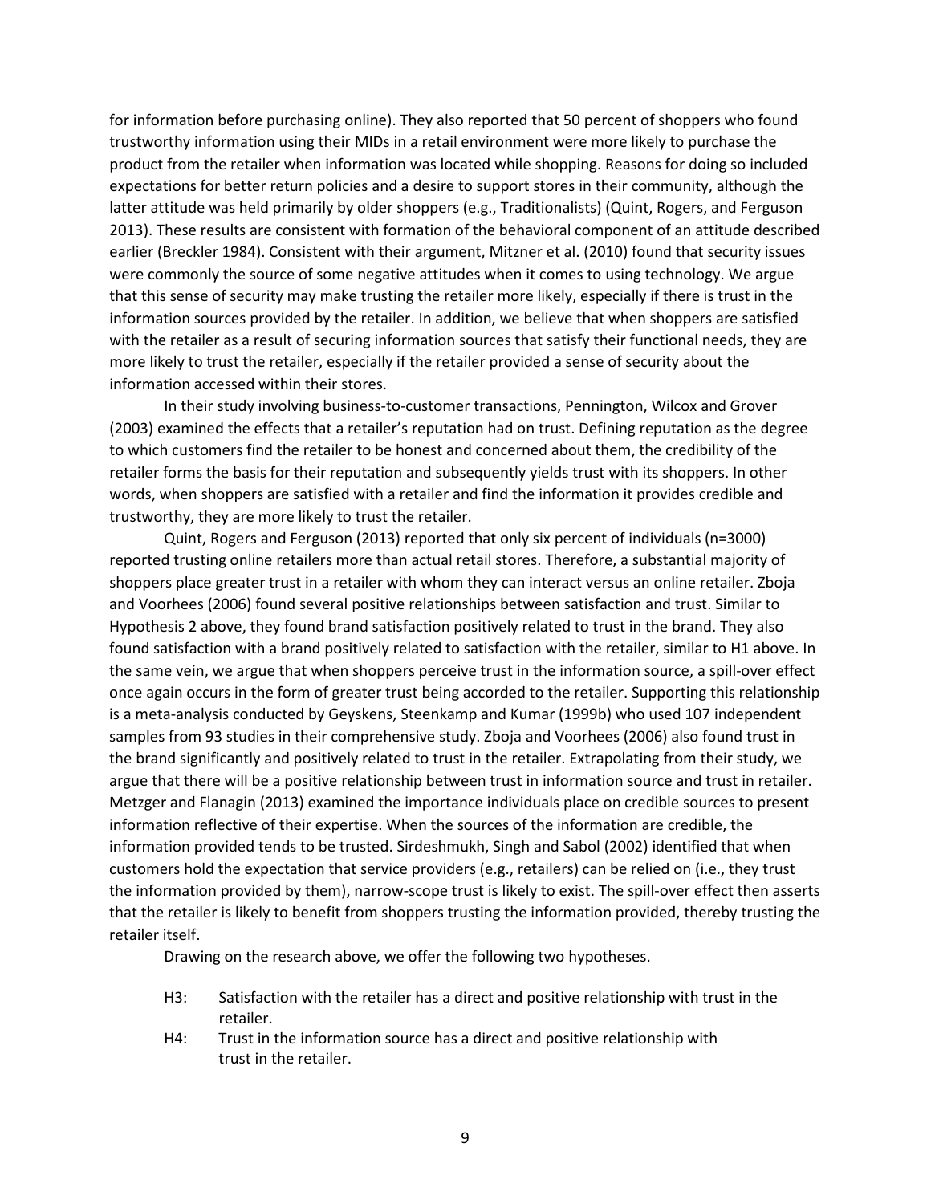for information before purchasing online). They also reported that 50 percent of shoppers who found trustworthy information using their MIDs in a retail environment were more likely to purchase the product from the retailer when information was located while shopping. Reasons for doing so included expectations for better return policies and a desire to support stores in their community, although the latter attitude was held primarily by older shoppers (e.g., Traditionalists) (Quint, Rogers, and Ferguson 2013). These results are consistent with formation of the behavioral component of an attitude described earlier (Breckler 1984). Consistent with their argument, Mitzner et al. (2010) found that security issues were commonly the source of some negative attitudes when it comes to using technology. We argue that this sense of security may make trusting the retailer more likely, especially if there is trust in the information sources provided by the retailer. In addition, we believe that when shoppers are satisfied with the retailer as a result of securing information sources that satisfy their functional needs, they are more likely to trust the retailer, especially if the retailer provided a sense of security about the information accessed within their stores.

In their study involving business-to-customer transactions, Pennington, Wilcox and Grover (2003) examined the effects that a retailer's reputation had on trust. Defining reputation as the degree to which customers find the retailer to be honest and concerned about them, the credibility of the retailer forms the basis for their reputation and subsequently yields trust with its shoppers. In other words, when shoppers are satisfied with a retailer and find the information it provides credible and trustworthy, they are more likely to trust the retailer.

Quint, Rogers and Ferguson (2013) reported that only six percent of individuals (n=3000) reported trusting online retailers more than actual retail stores. Therefore, a substantial majority of shoppers place greater trust in a retailer with whom they can interact versus an online retailer. Zboja and Voorhees (2006) found several positive relationships between satisfaction and trust. Similar to Hypothesis 2 above, they found brand satisfaction positively related to trust in the brand. They also found satisfaction with a brand positively related to satisfaction with the retailer, similar to H1 above. In the same vein, we argue that when shoppers perceive trust in the information source, a spill-over effect once again occurs in the form of greater trust being accorded to the retailer. Supporting this relationship is a meta-analysis conducted by Geyskens, Steenkamp and Kumar (1999b) who used 107 independent samples from 93 studies in their comprehensive study. Zboja and Voorhees (2006) also found trust in the brand significantly and positively related to trust in the retailer. Extrapolating from their study, we argue that there will be a positive relationship between trust in information source and trust in retailer. Metzger and Flanagin (2013) examined the importance individuals place on credible sources to present information reflective of their expertise. When the sources of the information are credible, the information provided tends to be trusted. Sirdeshmukh, Singh and Sabol (2002) identified that when customers hold the expectation that service providers (e.g., retailers) can be relied on (i.e., they trust the information provided by them), narrow-scope trust is likely to exist. The spill-over effect then asserts that the retailer is likely to benefit from shoppers trusting the information provided, thereby trusting the retailer itself.

Drawing on the research above, we offer the following two hypotheses.

- H3: Satisfaction with the retailer has a direct and positive relationship with trust in the retailer.
- H4: Trust in the information source has a direct and positive relationship with trust in the retailer.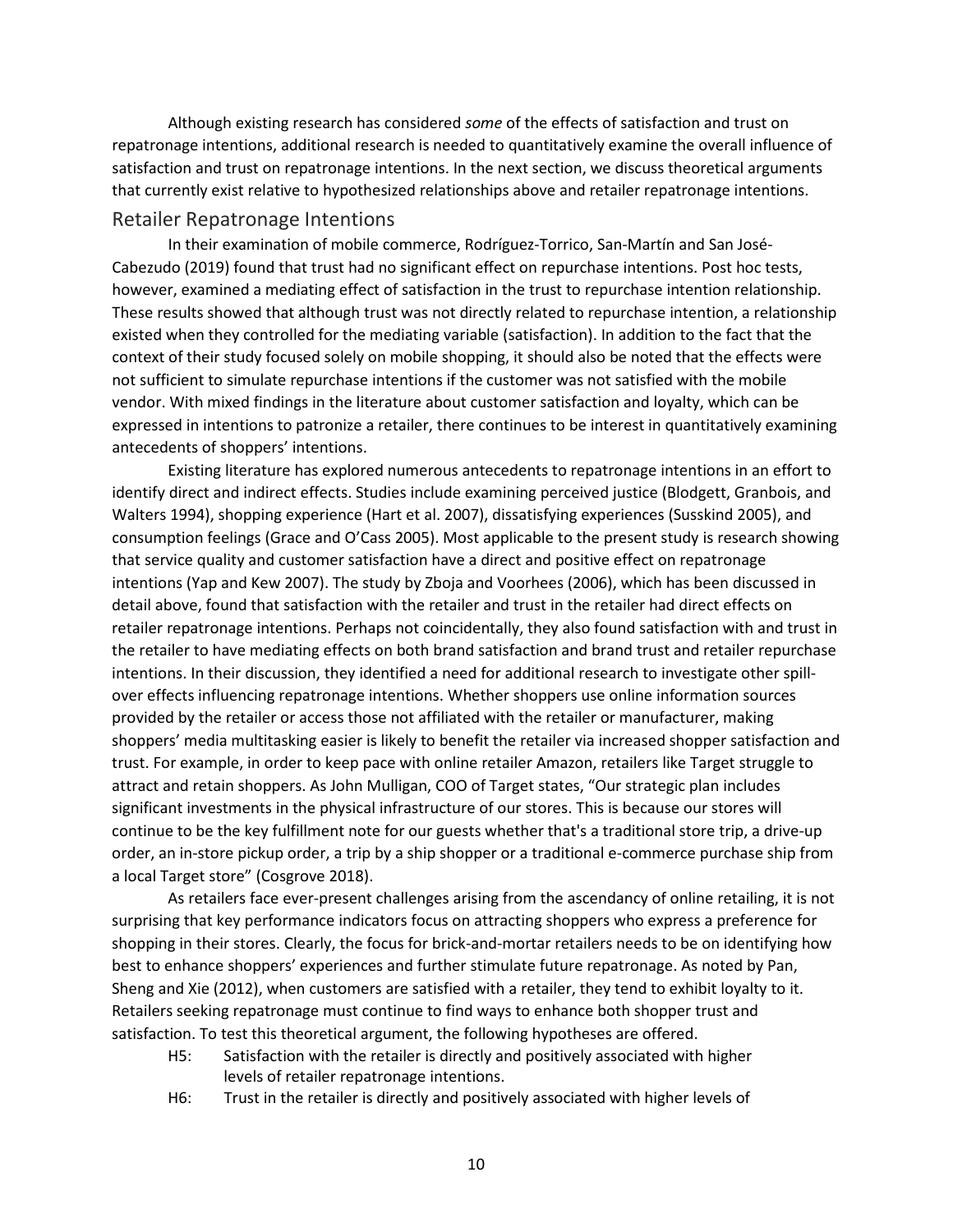Although existing research has considered *some* of the effects of satisfaction and trust on repatronage intentions, additional research is needed to quantitatively examine the overall influence of satisfaction and trust on repatronage intentions. In the next section, we discuss theoretical arguments that currently exist relative to hypothesized relationships above and retailer repatronage intentions.

## Retailer Repatronage Intentions

In their examination of mobile commerce, Rodríguez-Torrico, San-Martín and San José-Cabezudo (2019) found that trust had no significant effect on repurchase intentions. Post hoc tests, however, examined a mediating effect of satisfaction in the trust to repurchase intention relationship. These results showed that although trust was not directly related to repurchase intention, a relationship existed when they controlled for the mediating variable (satisfaction). In addition to the fact that the context of their study focused solely on mobile shopping, it should also be noted that the effects were not sufficient to simulate repurchase intentions if the customer was not satisfied with the mobile vendor. With mixed findings in the literature about customer satisfaction and loyalty, which can be expressed in intentions to patronize a retailer, there continues to be interest in quantitatively examining antecedents of shoppers' intentions.

Existing literature has explored numerous antecedents to repatronage intentions in an effort to identify direct and indirect effects. Studies include examining perceived justice (Blodgett, Granbois, and Walters 1994), shopping experience (Hart et al. 2007), dissatisfying experiences (Susskind 2005), and consumption feelings (Grace and O'Cass 2005). Most applicable to the present study is research showing that service quality and customer satisfaction have a direct and positive effect on repatronage intentions (Yap and Kew 2007). The study by Zboja and Voorhees (2006), which has been discussed in detail above, found that satisfaction with the retailer and trust in the retailer had direct effects on retailer repatronage intentions. Perhaps not coincidentally, they also found satisfaction with and trust in the retailer to have mediating effects on both brand satisfaction and brand trust and retailer repurchase intentions. In their discussion, they identified a need for additional research to investigate other spill-over effects influencing repatronage intentions. Whether shoppers use online information sources provided by the retailer or access those not affiliated with the retailer or manufacturer, making shoppers' media multitasking easier is likely to benefit the retailer via increased shopper satisfaction and trust. For example, in order to keep pace with online retailer Amazon, retailers like Target struggle to attract and retain shoppers. As John Mulligan, COO of Target states, "Our strategic plan includes significant investments in the physical infrastructure of our stores. This is because our stores will continue to be the key fulfillment note for our guests whether that's a traditional store trip, a drive-up order, an in-store pickup order, a trip by a ship shopper or a traditional e-commerce purchase ship from a local Target store" (Cosgrove 2018).

As retailers face ever-present challenges arising from the ascendancy of online retailing, it is not surprising that key performance indicators focus on attracting shoppers who express a preference for shopping in their stores. Clearly, the focus for brick-and-mortar retailers needs to be on identifying how best to enhance shoppers' experiences and further stimulate future repatronage. As noted by Pan, Sheng and Xie (2012), when customers are satisfied with a retailer, they tend to exhibit loyalty to it. Retailers seeking repatronage must continue to find ways to enhance both shopper trust and satisfaction. To test this theoretical argument, the following hypotheses are offered.

H5: Satisfaction with the retailer is directly and positively associated with higher levels of retailer repatronage intentions.

H6: Trust in the retailer is directly and positively associated with higher levels of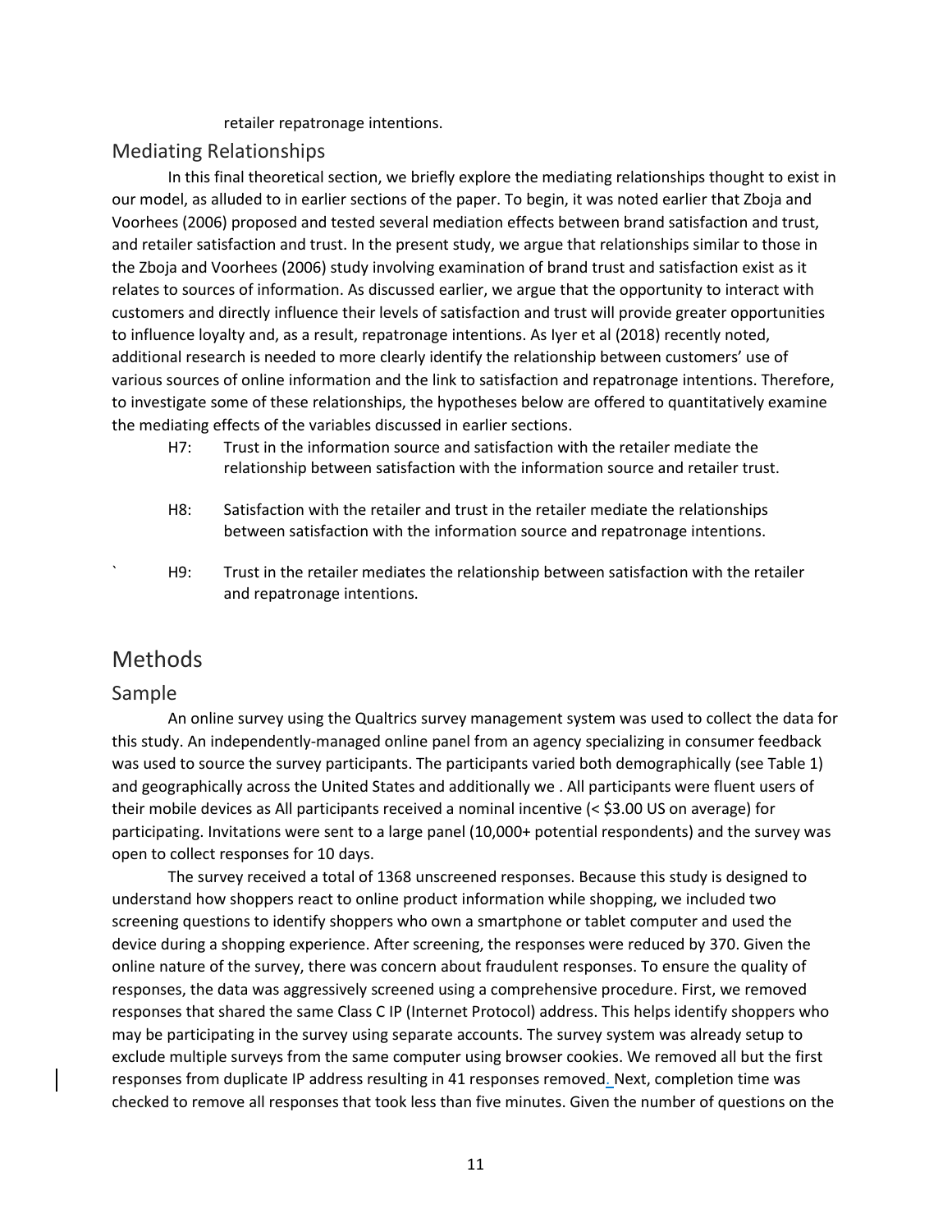retailer repatronage intentions.

## Mediating Relationships

In this final theoretical section, we briefly explore the mediating relationships thought to exist in our model, as alluded to in earlier sections of the paper. To begin, it was noted earlier that Zboja and Voorhees (2006) proposed and tested several mediation effects between brand satisfaction and trust, and retailer satisfaction and trust. In the present study, we argue that relationships similar to those in the Zboja and Voorhees (2006) study involving examination of brand trust and satisfaction exist as it relates to sources of information. As discussed earlier, we argue that the opportunity to interact with customers and directly influence their levels of satisfaction and trust will provide greater opportunities to influence loyalty and, as a result, repatronage intentions. As Iyer et al (2018) recently noted, additional research is needed to more clearly identify the relationship between customers' use of various sources of online information and the link to satisfaction and repatronage intentions. Therefore, to investigate some of these relationships, the hypotheses below are offered to quantitatively examine the mediating effects of the variables discussed in earlier sections.

H7: Trust in the information source and satisfaction with the retailer mediate the relationship between satisfaction with the information source and retailer trust.

H8: Satisfaction with the retailer and trust in the retailer mediate the relationships between satisfaction with the information source and repatronage intentions.

` H9: Trust in the retailer mediates the relationship between satisfaction with the retailer and repatronage intentions.

# Methods

## Sample

An online survey using the Qualtrics survey management system was used to collect the data for this study. An independently-managed online panel from an agency specializing in consumer feedback was used to source the survey participants. The participants varied both demographically (see Table 1) and geographically across the United States and additionally we . All participants were fluent users of their mobile devices as All participants received a nominal incentive (< $3.00 US on average) for participating. Invitations were sent to a large panel (10,000+ potential respondents) and the survey was open to collect responses for 10 days.

The survey received a total of 1368 unscreened responses. Because this study is designed to understand how shoppers react to online product information while shopping, we included two screening questions to identify shoppers who own a smartphone or tablet computer and used the device during a shopping experience. After screening, the responses were reduced by 370. Given the online nature of the survey, there was concern about fraudulent responses. To ensure the quality of responses, the data was aggressively screened using a comprehensive procedure. First, we removed responses that shared the same Class C IP (Internet Protocol) address. This helps identify shoppers who may be participating in the survey using separate accounts. The survey system was already setup to exclude multiple surveys from the same computer using browser cookies. We removed all but the first responses from duplicate IP address resulting in 41 responses removed. Next, completion time was checked to remove all responses that took less than five minutes. Given the number of questions on the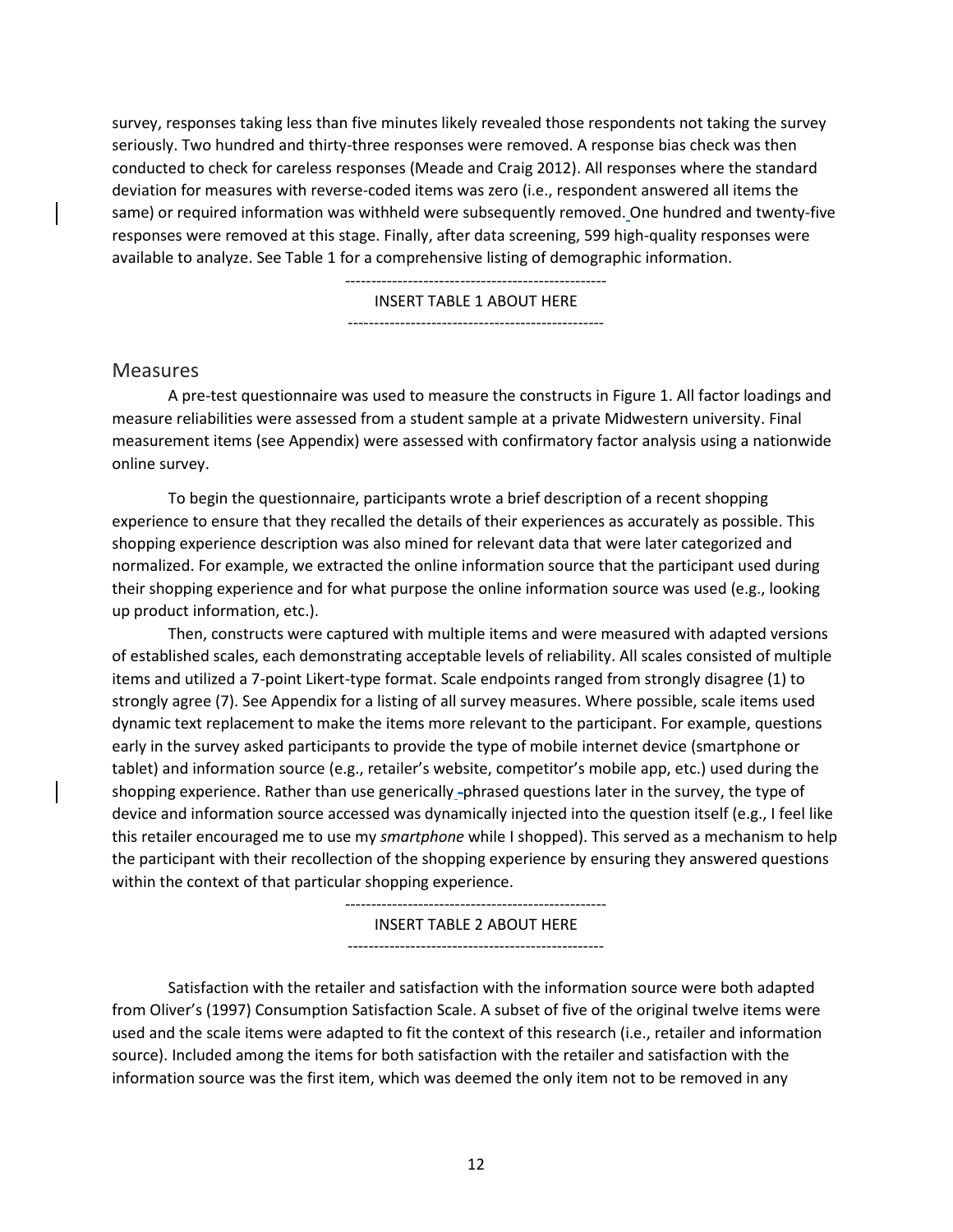survey, responses taking less than five minutes likely revealed those respondents not taking the survey seriously. Two hundred and thirty-three responses were removed. A response bias check was then conducted to check for careless responses (Meade and Craig 2012). All responses where the standard deviation for measures with reverse-coded items was zero (i.e., respondent answered all items the same) or required information was withheld were subsequently removed. One hundred and twenty-five responses were removed at this stage. Finally, after data screening, 599 high-quality responses were available to analyze. See Table 1 for a comprehensive listing of demographic information.

-------------------------------------------------

INSERT TABLE 1 ABOUT HERE

-------------------------------------------------

## Measures

A pre-test questionnaire was used to measure the constructs in Figure 1. All factor loadings and measure reliabilities were assessed from a student sample at a private Midwestern university. Final measurement items (see Appendix) were assessed with confirmatory factor analysis using a nationwide online survey.

To begin the questionnaire, participants wrote a brief description of a recent shopping experience to ensure that they recalled the details of their experiences as accurately as possible. This shopping experience description was also mined for relevant data that were later categorized and normalized. For example, we extracted the online information source that the participant used during their shopping experience and for what purpose the online information source was used (e.g., looking up product information, etc.).

Then, constructs were captured with multiple items and were measured with adapted versions of established scales, each demonstrating acceptable levels of reliability. All scales consisted of multiple items and utilized a 7-point Likert-type format. Scale endpoints ranged from strongly disagree (1) to strongly agree (7). See Appendix for a listing of all survey measures. Where possible, scale items used dynamic text replacement to make the items more relevant to the participant. For example, questions early in the survey asked participants to provide the type of mobile internet device (smartphone or tablet) and information source (e.g., retailer's website, competitor's mobile app, etc.) used during the shopping experience. Rather than use generically -phrased questions later in the survey, the type of device and information source accessed was dynamically injected into the question itself (e.g., I feel like this retailer encouraged me to use my *smartphone* while I shopped). This served as a mechanism to help the participant with their recollection of the shopping experience by ensuring they answered questions within the context of that particular shopping experience.

-------------------------------------------------

INSERT TABLE 2 ABOUT HERE

-------------------------------------------------

Satisfaction with the retailer and satisfaction with the information source were both adapted from Oliver's (1997) Consumption Satisfaction Scale. A subset of five of the original twelve items were used and the scale items were adapted to fit the context of this research (i.e., retailer and information source). Included among the items for both satisfaction with the retailer and satisfaction with the information source was the first item, which was deemed the only item not to be removed in any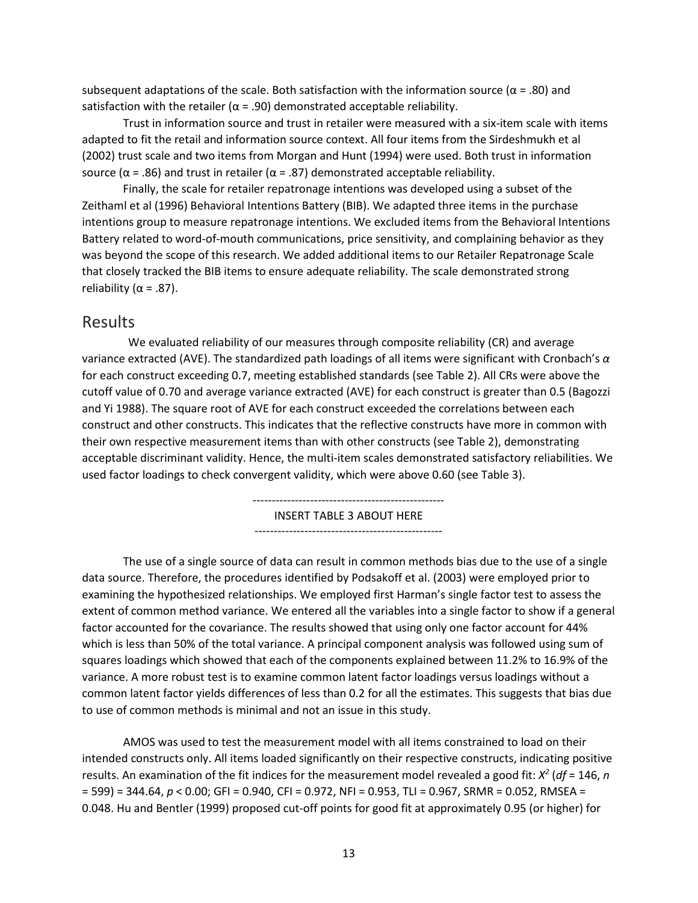subsequent adaptations of the scale. Both satisfaction with the information source ($\alpha = .80$) and satisfaction with the retailer ($\alpha = .90$) demonstrated acceptable reliability.

Trust in information source and trust in retailer were measured with a six-item scale with items adapted to fit the retail and information source context. All four items from the Sirdeshmukh et al (2002) trust scale and two items from Morgan and Hunt (1994) were used. Both trust in information source ($\alpha = .86$) and trust in retailer ($\alpha = .87$) demonstrated acceptable reliability.

Finally, the scale for retailer repatronage intentions was developed using a subset of the Zeithaml et al (1996) Behavioral Intentions Battery (BIB). We adapted three items in the purchase intentions group to measure repatronage intentions. We excluded items from the Behavioral Intentions Battery related to word-of-mouth communications, price sensitivity, and complaining behavior as they was beyond the scope of this research. We added additional items to our Retailer Repatronage Scale that closely tracked the BIB items to ensure adequate reliability. The scale demonstrated strong reliability ($\alpha = .87$).

## Results

We evaluated reliability of our measures through composite reliability (CR) and average variance extracted (AVE). The standardized path loadings of all items were significant with Cronbach's $\alpha$ for each construct exceeding 0.7, meeting established standards (see Table 2). All CRs were above the cutoff value of 0.70 and average variance extracted (AVE) for each construct is greater than 0.5 (Bagozzi and Yi 1988). The square root of AVE for each construct exceeded the correlations between each construct and other constructs. This indicates that the reflective constructs have more in common with their own respective measurement items than with other constructs (see Table 2), demonstrating acceptable discriminant validity. Hence, the multi-item scales demonstrated satisfactory reliabilities. We used factor loadings to check convergent validity, which were above 0.60 (see Table 3).

--------------------------------------------------

INSERT TABLE 3 ABOUT HERE

-------------------------------------------------

The use of a single source of data can result in common methods bias due to the use of a single data source. Therefore, the procedures identified by Podsakoff et al. (2003) were employed prior to examining the hypothesized relationships. We employed first Harman's single factor test to assess the extent of common method variance. We entered all the variables into a single factor to show if a general factor accounted for the covariance. The results showed that using only one factor account for 44% which is less than 50% of the total variance. A principal component analysis was followed using sum of squares loadings which showed that each of the components explained between 11.2% to 16.9% of the variance. A more robust test is to examine common latent factor loadings versus loadings without a common latent factor yields differences of less than 0.2 for all the estimates. This suggests that bias due to use of common methods is minimal and not an issue in this study.

AMOS was used to test the measurement model with all items constrained to load on their intended constructs only. All items loaded significantly on their respective constructs, indicating positive results. An examination of the fit indices for the measurement model revealed a good fit: $X^2$ ($df = 146$, $n = 599$) = 344.64, $p < 0.00$; GFI = 0.940, CFI = 0.972, NFI = 0.953, TLI = 0.967, SRMR = 0.052, RMSEA = 0.048. Hu and Bentler (1999) proposed cut-off points for good fit at approximately 0.95 (or higher) for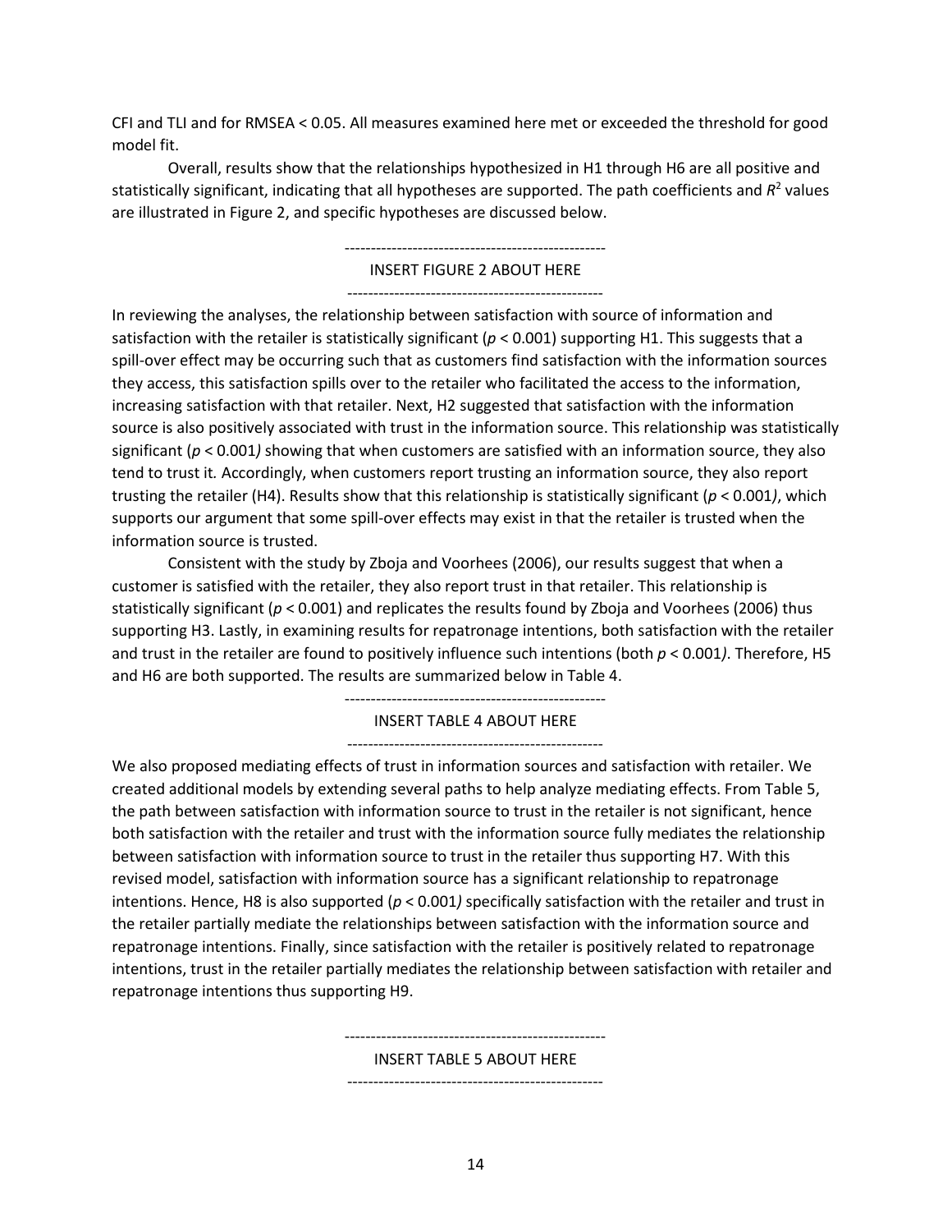CFI and TLI and for RMSEA < 0.05. All measures examined here met or exceeded the threshold for good model fit.

Overall, results show that the relationships hypothesized in H1 through H6 are all positive and statistically significant, indicating that all hypotheses are supported. The path coefficients and $R^2$ values are illustrated in Figure 2, and specific hypotheses are discussed below.

---

INSERT FIGURE 2 ABOUT HERE

---

In reviewing the analyses, the relationship between satisfaction with source of information and satisfaction with the retailer is statistically significant ($p < 0.001$) supporting H1. This suggests that a spill-over effect may be occurring such that as customers find satisfaction with the information sources they access, this satisfaction spills over to the retailer who facilitated the access to the information, increasing satisfaction with that retailer. Next, H2 suggested that satisfaction with the information source is also positively associated with trust in the information source. This relationship was statistically significant ($p < 0.001$) showing that when customers are satisfied with an information source, they also tend to trust it. Accordingly, when customers report trusting an information source, they also report trusting the retailer (H4). Results show that this relationship is statistically significant ($p < 0.001$), which supports our argument that some spill-over effects may exist in that the retailer is trusted when the information source is trusted.

Consistent with the study by Zboja and Voorhees (2006), our results suggest that when a customer is satisfied with the retailer, they also report trust in that retailer. This relationship is statistically significant ($p < 0.001$) and replicates the results found by Zboja and Voorhees (2006) thus supporting H3. Lastly, in examining results for repatronage intentions, both satisfaction with the retailer and trust in the retailer are found to positively influence such intentions (both $p < 0.001$). Therefore, H5 and H6 are both supported. The results are summarized below in Table 4.

---

INSERT TABLE 4 ABOUT HERE

---

We also proposed mediating effects of trust in information sources and satisfaction with retailer. We created additional models by extending several paths to help analyze mediating effects. From Table 5, the path between satisfaction with information source to trust in the retailer is not significant, hence both satisfaction with the retailer and trust with the information source fully mediates the relationship between satisfaction with information source to trust in the retailer thus supporting H7. With this revised model, satisfaction with information source has a significant relationship to repatronage intentions. Hence, H8 is also supported ($p < 0.001$) specifically satisfaction with the retailer and trust in the retailer partially mediate the relationships between satisfaction with the information source and repatronage intentions. Finally, since satisfaction with the retailer is positively related to repatronage intentions, trust in the retailer partially mediates the relationship between satisfaction with retailer and repatronage intentions thus supporting H9.

---

INSERT TABLE 5 ABOUT HERE

---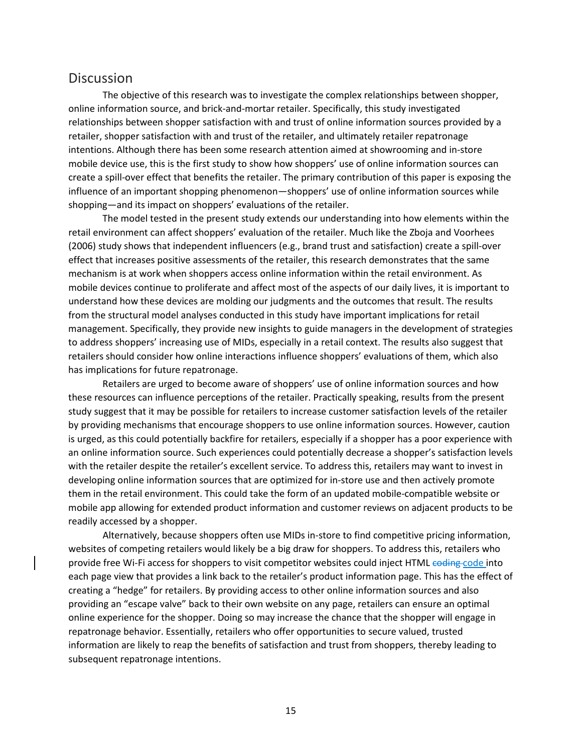## Discussion

The objective of this research was to investigate the complex relationships between shopper, online information source, and brick-and-mortar retailer. Specifically, this study investigated relationships between shopper satisfaction with and trust of online information sources provided by a retailer, shopper satisfaction with and trust of the retailer, and ultimately retailer repatronage intentions. Although there has been some research attention aimed at showrooming and in-store mobile device use, this is the first study to show how shoppers' use of online information sources can create a spill-over effect that benefits the retailer. The primary contribution of this paper is exposing the influence of an important shopping phenomenon—shoppers' use of online information sources while shopping—and its impact on shoppers' evaluations of the retailer.

The model tested in the present study extends our understanding into how elements within the retail environment can affect shoppers' evaluation of the retailer. Much like the Zboja and Voorhees (2006) study shows that independent influencers (e.g., brand trust and satisfaction) create a spill-over effect that increases positive assessments of the retailer, this research demonstrates that the same mechanism is at work when shoppers access online information within the retail environment. As mobile devices continue to proliferate and affect most of the aspects of our daily lives, it is important to understand how these devices are molding our judgments and the outcomes that result. The results from the structural model analyses conducted in this study have important implications for retail management. Specifically, they provide new insights to guide managers in the development of strategies to address shoppers' increasing use of MIDs, especially in a retail context. The results also suggest that retailers should consider how online interactions influence shoppers' evaluations of them, which also has implications for future repatronage.

Retailers are urged to become aware of shoppers' use of online information sources and how these resources can influence perceptions of the retailer. Practically speaking, results from the present study suggest that it may be possible for retailers to increase customer satisfaction levels of the retailer by providing mechanisms that encourage shoppers to use online information sources. However, caution is urged, as this could potentially backfire for retailers, especially if a shopper has a poor experience with an online information source. Such experiences could potentially decrease a shopper's satisfaction levels with the retailer despite the retailer's excellent service. To address this, retailers may want to invest in developing online information sources that are optimized for in-store use and then actively promote them in the retail environment. This could take the form of an updated mobile-compatible website or mobile app allowing for extended product information and customer reviews on adjacent products to be readily accessed by a shopper.

Alternatively, because shoppers often use MIDs in-store to find competitive pricing information, websites of competing retailers would likely be a big draw for shoppers. To address this, retailers who provide free Wi-Fi access for shoppers to visit competitor websites could inject HTML ~~coding~~ code into each page view that provides a link back to the retailer's product information page. This has the effect of creating a "hedge" for retailers. By providing access to other online information sources and also providing an "escape valve" back to their own website on any page, retailers can ensure an optimal online experience for the shopper. Doing so may increase the chance that the shopper will engage in repatronage behavior. Essentially, retailers who offer opportunities to secure valued, trusted information are likely to reap the benefits of satisfaction and trust from shoppers, thereby leading to subsequent repatronage intentions.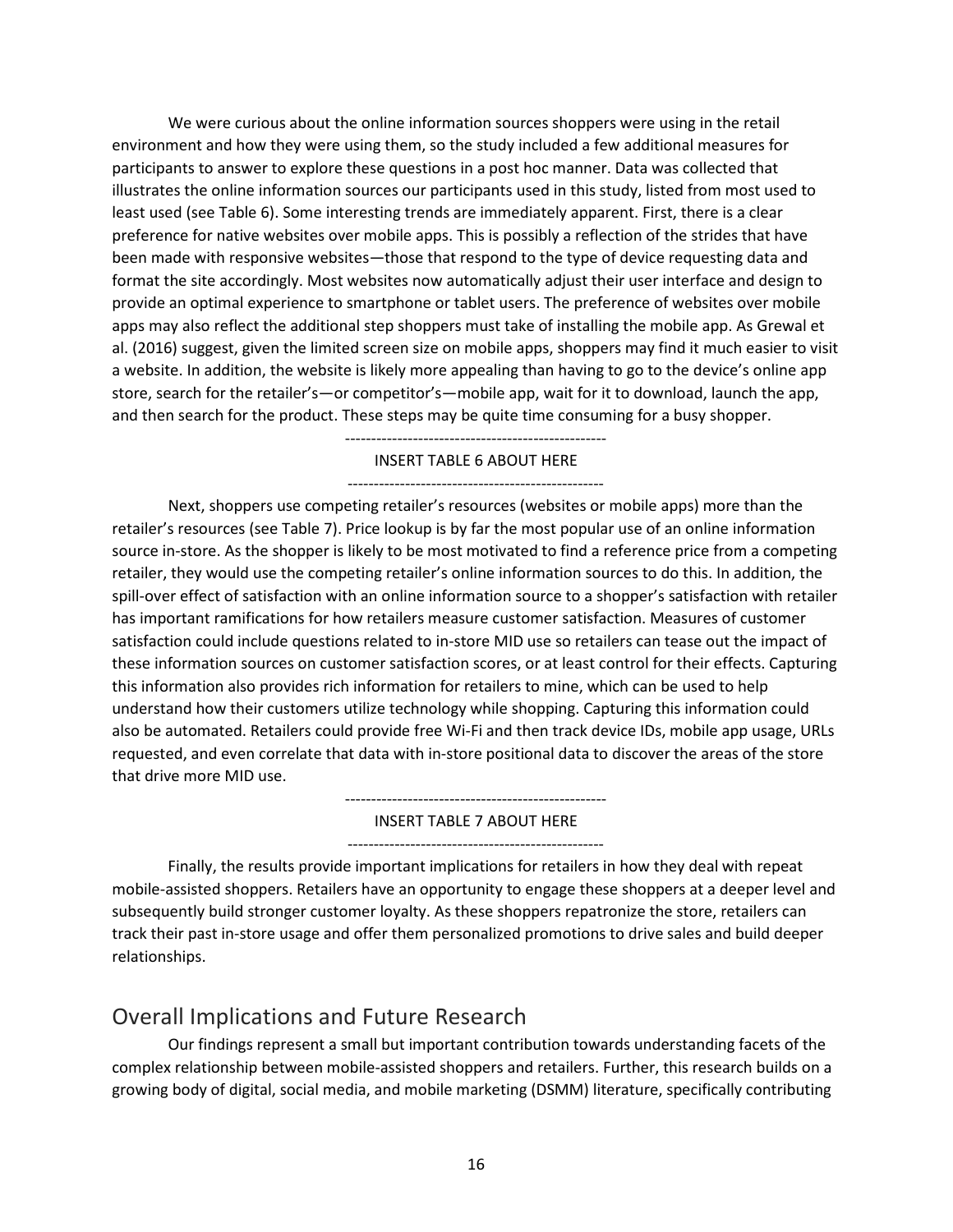We were curious about the online information sources shoppers were using in the retail environment and how they were using them, so the study included a few additional measures for participants to answer to explore these questions in a post hoc manner. Data was collected that illustrates the online information sources our participants used in this study, listed from most used to least used (see Table 6). Some interesting trends are immediately apparent. First, there is a clear preference for native websites over mobile apps. This is possibly a reflection of the strides that have been made with responsive websites—those that respond to the type of device requesting data and format the site accordingly. Most websites now automatically adjust their user interface and design to provide an optimal experience to smartphone or tablet users. The preference of websites over mobile apps may also reflect the additional step shoppers must take of installing the mobile app. As Grewal et al. (2016) suggest, given the limited screen size on mobile apps, shoppers may find it much easier to visit a website. In addition, the website is likely more appealing than having to go to the device's online app store, search for the retailer's—or competitor's—mobile app, wait for it to download, launch the app, and then search for the product. These steps may be quite time consuming for a busy shopper.

--------------------------------------------------

INSERT TABLE 6 ABOUT HERE

--------------------------------------------------

Next, shoppers use competing retailer's resources (websites or mobile apps) more than the retailer's resources (see Table 7). Price lookup is by far the most popular use of an online information source in-store. As the shopper is likely to be most motivated to find a reference price from a competing retailer, they would use the competing retailer's online information sources to do this. In addition, the spill-over effect of satisfaction with an online information source to a shopper's satisfaction with retailer has important ramifications for how retailers measure customer satisfaction. Measures of customer satisfaction could include questions related to in-store MID use so retailers can tease out the impact of these information sources on customer satisfaction scores, or at least control for their effects. Capturing this information also provides rich information for retailers to mine, which can be used to help understand how their customers utilize technology while shopping. Capturing this information could also be automated. Retailers could provide free Wi-Fi and then track device IDs, mobile app usage, URLs requested, and even correlate that data with in-store positional data to discover the areas of the store that drive more MID use.

--------------------------------------------------

INSERT TABLE 7 ABOUT HERE

--------------------------------------------------

Finally, the results provide important implications for retailers in how they deal with repeat mobile-assisted shoppers. Retailers have an opportunity to engage these shoppers at a deeper level and subsequently build stronger customer loyalty. As these shoppers repatronize the store, retailers can track their past in-store usage and offer them personalized promotions to drive sales and build deeper relationships.

## Overall Implications and Future Research

Our findings represent a small but important contribution towards understanding facets of the complex relationship between mobile-assisted shoppers and retailers. Further, this research builds on a growing body of digital, social media, and mobile marketing (DSMM) literature, specifically contributing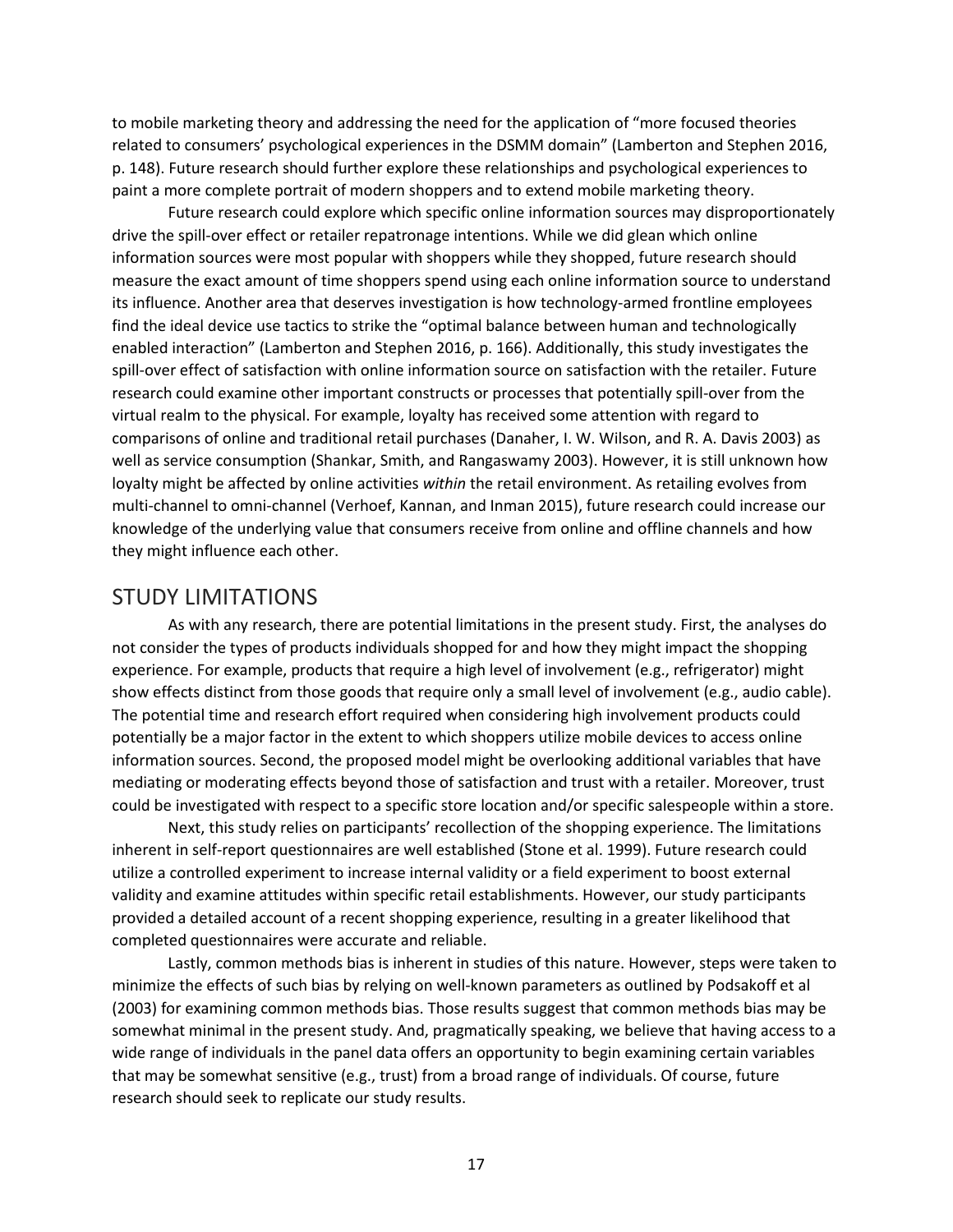to mobile marketing theory and addressing the need for the application of "more focused theories related to consumers' psychological experiences in the DSMM domain" (Lamberton and Stephen 2016, p. 148). Future research should further explore these relationships and psychological experiences to paint a more complete portrait of modern shoppers and to extend mobile marketing theory.

Future research could explore which specific online information sources may disproportionately drive the spill-over effect or retailer repatronage intentions. While we did glean which online information sources were most popular with shoppers while they shopped, future research should measure the exact amount of time shoppers spend using each online information source to understand its influence. Another area that deserves investigation is how technology-armed frontline employees find the ideal device use tactics to strike the "optimal balance between human and technologically enabled interaction" (Lamberton and Stephen 2016, p. 166). Additionally, this study investigates the spill-over effect of satisfaction with online information source on satisfaction with the retailer. Future research could examine other important constructs or processes that potentially spill-over from the virtual realm to the physical. For example, loyalty has received some attention with regard to comparisons of online and traditional retail purchases (Danaher, I. W. Wilson, and R. A. Davis 2003) as well as service consumption (Shankar, Smith, and Rangaswamy 2003). However, it is still unknown how loyalty might be affected by online activities *within* the retail environment. As retailing evolves from multi-channel to omni-channel (Verhoef, Kannan, and Inman 2015), future research could increase our knowledge of the underlying value that consumers receive from online and offline channels and how they might influence each other.

## STUDY LIMITATIONS

As with any research, there are potential limitations in the present study. First, the analyses do not consider the types of products individuals shopped for and how they might impact the shopping experience. For example, products that require a high level of involvement (e.g., refrigerator) might show effects distinct from those goods that require only a small level of involvement (e.g., audio cable). The potential time and research effort required when considering high involvement products could potentially be a major factor in the extent to which shoppers utilize mobile devices to access online information sources. Second, the proposed model might be overlooking additional variables that have mediating or moderating effects beyond those of satisfaction and trust with a retailer. Moreover, trust could be investigated with respect to a specific store location and/or specific salespeople within a store.

Next, this study relies on participants' recollection of the shopping experience. The limitations inherent in self-report questionnaires are well established (Stone et al. 1999). Future research could utilize a controlled experiment to increase internal validity or a field experiment to boost external validity and examine attitudes within specific retail establishments. However, our study participants provided a detailed account of a recent shopping experience, resulting in a greater likelihood that completed questionnaires were accurate and reliable.

Lastly, common methods bias is inherent in studies of this nature. However, steps were taken to minimize the effects of such bias by relying on well-known parameters as outlined by Podsakoff et al (2003) for examining common methods bias. Those results suggest that common methods bias may be somewhat minimal in the present study. And, pragmatically speaking, we believe that having access to a wide range of individuals in the panel data offers an opportunity to begin examining certain variables that may be somewhat sensitive (e.g., trust) from a broad range of individuals. Of course, future research should seek to replicate our study results.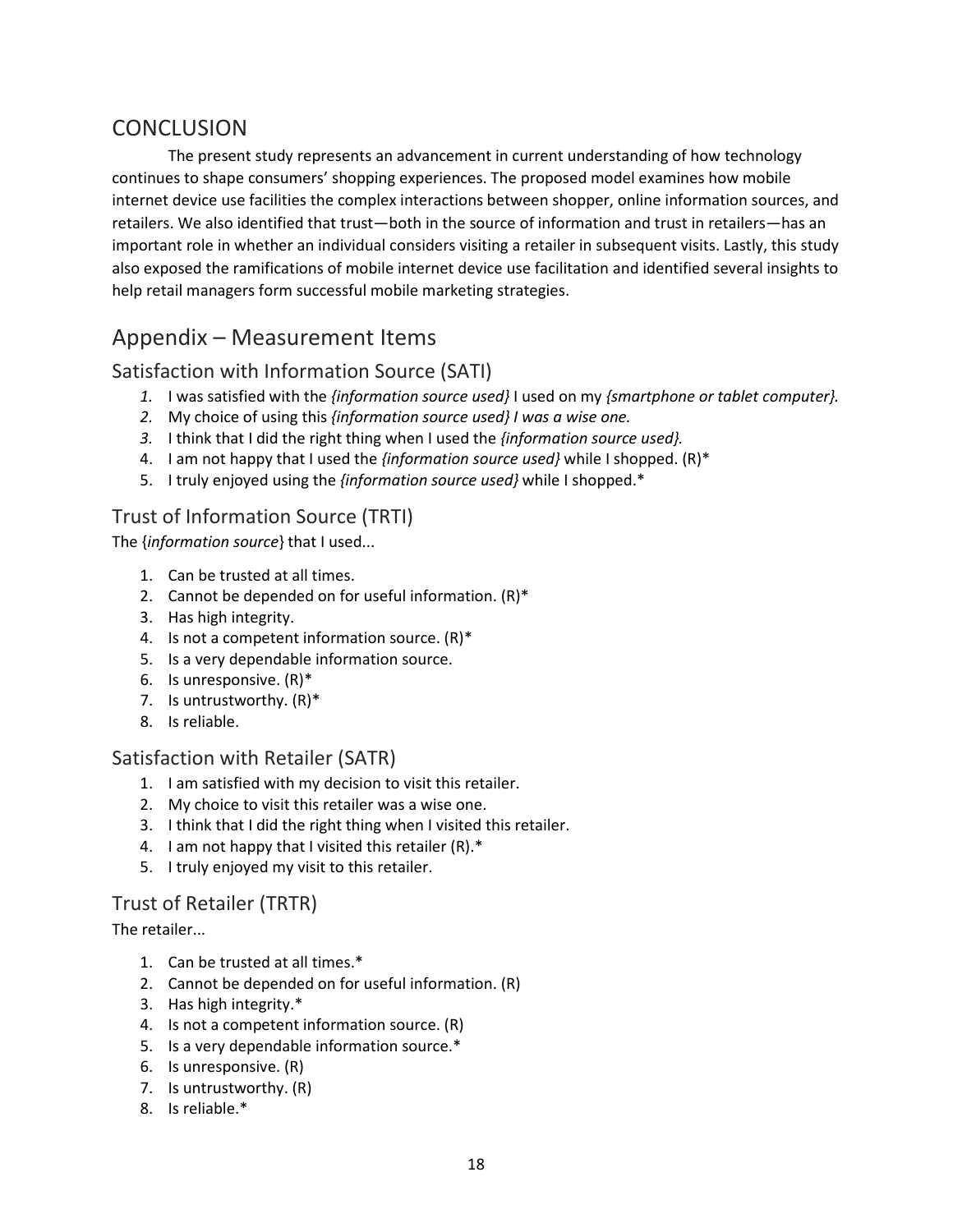## CONCLUSION

The present study represents an advancement in current understanding of how technology continues to shape consumers' shopping experiences. The proposed model examines how mobile internet device use facilities the complex interactions between shopper, online information sources, and retailers. We also identified that trust—both in the source of information and trust in retailers—has an important role in whether an individual considers visiting a retailer in subsequent visits. Lastly, this study also exposed the ramifications of mobile internet device use facilitation and identified several insights to help retail managers form successful mobile marketing strategies.

## Appendix – Measurement Items

### Satisfaction with Information Source (SATI)

1. I was satisfied with the *{information source used}* I used on my *{smartphone or tablet computer}.*
2. My choice of using this *{information source used} I was a wise one.*
3. I think that I did the right thing when I used the *{information source used}.*
4. I am not happy that I used the *{information source used}* while I shopped. (R)*
5. I truly enjoyed using the *{information source used}* while I shopped.*

### Trust of Information Source (TRTI)

The {*information source*} that I used...

1. Can be trusted at all times.
2. Cannot be depended on for useful information. (R)*
3. Has high integrity.
4. Is not a competent information source. (R)*
5. Is a very dependable information source.
6. Is unresponsive. (R)*
7. Is untrustworthy. (R)*
8. Is reliable.

### Satisfaction with Retailer (SATR)

1. I am satisfied with my decision to visit this retailer.
2. My choice to visit this retailer was a wise one.
3. I think that I did the right thing when I visited this retailer.
4. I am not happy that I visited this retailer (R).*
5. I truly enjoyed my visit to this retailer.

### Trust of Retailer (TRTR)

The retailer...

1. Can be trusted at all times.*
2. Cannot be depended on for useful information. (R)
3. Has high integrity.*
4. Is not a competent information source. (R)
5. Is a very dependable information source.*
6. Is unresponsive. (R)
7. Is untrustworthy. (R)
8. Is reliable.*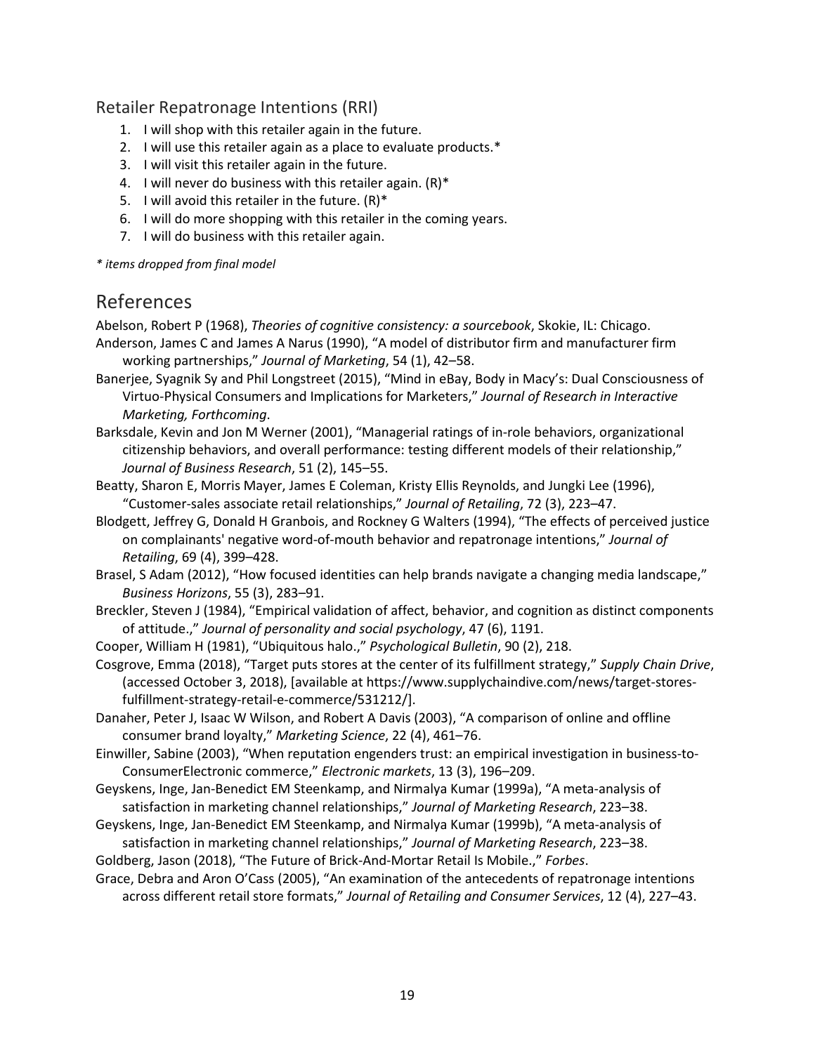### Retailer Repatronage Intentions (RRI)

1. I will shop with this retailer again in the future.
2. I will use this retailer again as a place to evaluate products.*
3. I will visit this retailer again in the future.
4. I will never do business with this retailer again. (R)*
5. I will avoid this retailer in the future. (R)*
6. I will do more shopping with this retailer in the coming years.
7. I will do business with this retailer again.

*\* items dropped from final model*

## References

Abelson, Robert P (1968), *Theories of cognitive consistency: a sourcebook*, Skokie, IL: Chicago.

Anderson, James C and James A Narus (1990), "A model of distributor firm and manufacturer firm working partnerships," *Journal of Marketing*, 54 (1), 42–58.

Banerjee, Syagnik Sy and Phil Longstreet (2015), "Mind in eBay, Body in Macy's: Dual Consciousness of Virtuo-Physical Consumers and Implications for Marketers," *Journal of Research in Interactive Marketing, Forthcoming*.

Barksdale, Kevin and Jon M Werner (2001), "Managerial ratings of in-role behaviors, organizational citizenship behaviors, and overall performance: testing different models of their relationship," *Journal of Business Research*, 51 (2), 145–55.

Beatty, Sharon E, Morris Mayer, James E Coleman, Kristy Ellis Reynolds, and Jungki Lee (1996), "Customer-sales associate retail relationships," *Journal of Retailing*, 72 (3), 223–47.

Blodgett, Jeffrey G, Donald H Granbois, and Rockney G Walters (1994), "The effects of perceived justice on complainants' negative word-of-mouth behavior and repatronage intentions," *Journal of Retailing*, 69 (4), 399–428.

Brasel, S Adam (2012), "How focused identities can help brands navigate a changing media landscape," *Business Horizons*, 55 (3), 283–91.

Breckler, Steven J (1984), "Empirical validation of affect, behavior, and cognition as distinct components of attitude.," *Journal of personality and social psychology*, 47 (6), 1191.

Cooper, William H (1981), "Ubiquitous halo.," *Psychological Bulletin*, 90 (2), 218.

Cosgrove, Emma (2018), "Target puts stores at the center of its fulfillment strategy," *Supply Chain Drive*, (accessed October 3, 2018), [available at https://www.supplychaindive.com/news/target-stores-fulfillment-strategy-retail-e-commerce/531212/].

Danaher, Peter J, Isaac W Wilson, and Robert A Davis (2003), "A comparison of online and offline consumer brand loyalty," *Marketing Science*, 22 (4), 461–76.

Einwiller, Sabine (2003), "When reputation engenders trust: an empirical investigation in business-to-ConsumerElectronic commerce," *Electronic markets*, 13 (3), 196–209.

Geyskens, Inge, Jan-Benedict EM Steenkamp, and Nirmalya Kumar (1999a), "A meta-analysis of satisfaction in marketing channel relationships," *Journal of Marketing Research*, 223–38.

Geyskens, Inge, Jan-Benedict EM Steenkamp, and Nirmalya Kumar (1999b), "A meta-analysis of satisfaction in marketing channel relationships," *Journal of Marketing Research*, 223–38.

Goldberg, Jason (2018), "The Future of Brick-And-Mortar Retail Is Mobile.," *Forbes*.

Grace, Debra and Aron O'Cass (2005), "An examination of the antecedents of repatronage intentions across different retail store formats," *Journal of Retailing and Consumer Services*, 12 (4), 227–43.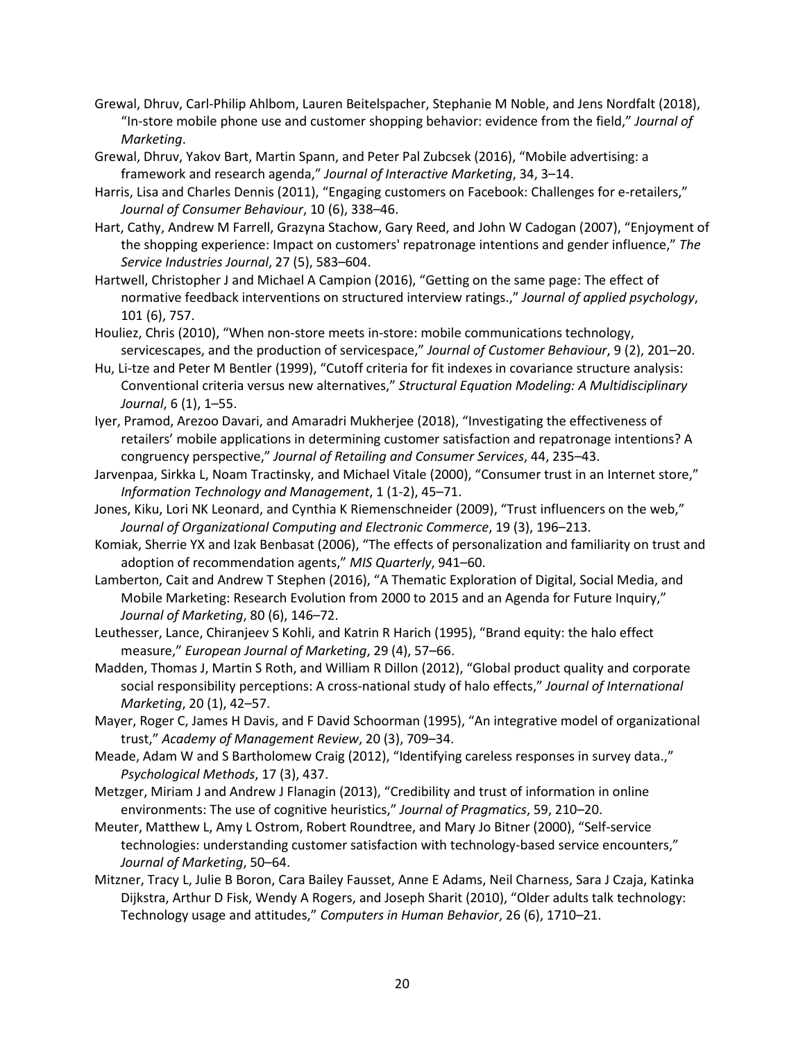Grewal, Dhruv, Carl-Philip Ahlbom, Lauren Beitelspacher, Stephanie M Noble, and Jens Nordfalt (2018), "In-store mobile phone use and customer shopping behavior: evidence from the field," *Journal of Marketing*.

Grewal, Dhruv, Yakov Bart, Martin Spann, and Peter Pal Zubcsek (2016), "Mobile advertising: a framework and research agenda," *Journal of Interactive Marketing*, 34, 3–14.

Harris, Lisa and Charles Dennis (2011), "Engaging customers on Facebook: Challenges for e-retailers," *Journal of Consumer Behaviour*, 10 (6), 338–46.

Hart, Cathy, Andrew M Farrell, Grazyna Stachow, Gary Reed, and John W Cadogan (2007), "Enjoyment of the shopping experience: Impact on customers' repatronage intentions and gender influence," *The Service Industries Journal*, 27 (5), 583–604.

Hartwell, Christopher J and Michael A Campion (2016), "Getting on the same page: The effect of normative feedback interventions on structured interview ratings.," *Journal of applied psychology*, 101 (6), 757.

Houliez, Chris (2010), "When non-store meets in-store: mobile communications technology, servicescapes, and the production of servicespace," *Journal of Customer Behaviour*, 9 (2), 201–20.

Hu, Li-tze and Peter M Bentler (1999), "Cutoff criteria for fit indexes in covariance structure analysis: Conventional criteria versus new alternatives," *Structural Equation Modeling: A Multidisciplinary Journal*, 6 (1), 1–55.

Iyer, Pramod, Arezoo Davari, and Amaradri Mukherjee (2018), "Investigating the effectiveness of retailers' mobile applications in determining customer satisfaction and repatronage intentions? A congruency perspective," *Journal of Retailing and Consumer Services*, 44, 235–43.

Jarvenpaa, Sirkka L, Noam Tractinsky, and Michael Vitale (2000), "Consumer trust in an Internet store," *Information Technology and Management*, 1 (1-2), 45–71.

Jones, Kiku, Lori NK Leonard, and Cynthia K Riemenschneider (2009), "Trust influencers on the web," *Journal of Organizational Computing and Electronic Commerce*, 19 (3), 196–213.

Komiak, Sherrie YX and Izak Benbasat (2006), "The effects of personalization and familiarity on trust and adoption of recommendation agents," *MIS Quarterly*, 941–60.

Lamberton, Cait and Andrew T Stephen (2016), "A Thematic Exploration of Digital, Social Media, and Mobile Marketing: Research Evolution from 2000 to 2015 and an Agenda for Future Inquiry," *Journal of Marketing*, 80 (6), 146–72.

Leuthesser, Lance, Chiranjeev S Kohli, and Katrin R Harich (1995), "Brand equity: the halo effect measure," *European Journal of Marketing*, 29 (4), 57–66.

Madden, Thomas J, Martin S Roth, and William R Dillon (2012), "Global product quality and corporate social responsibility perceptions: A cross-national study of halo effects," *Journal of International Marketing*, 20 (1), 42–57.

Mayer, Roger C, James H Davis, and F David Schoorman (1995), "An integrative model of organizational trust," *Academy of Management Review*, 20 (3), 709–34.

Meade, Adam W and S Bartholomew Craig (2012), "Identifying careless responses in survey data.," *Psychological Methods*, 17 (3), 437.

Metzger, Miriam J and Andrew J Flanagin (2013), "Credibility and trust of information in online environments: The use of cognitive heuristics," *Journal of Pragmatics*, 59, 210–20.

Meuter, Matthew L, Amy L Ostrom, Robert Roundtree, and Mary Jo Bitner (2000), "Self-service technologies: understanding customer satisfaction with technology-based service encounters," *Journal of Marketing*, 50–64.

Mitzner, Tracy L, Julie B Boron, Cara Bailey Fausset, Anne E Adams, Neil Charness, Sara J Czaja, Katinka Dijkstra, Arthur D Fisk, Wendy A Rogers, and Joseph Sharit (2010), "Older adults talk technology: Technology usage and attitudes," *Computers in Human Behavior*, 26 (6), 1710–21.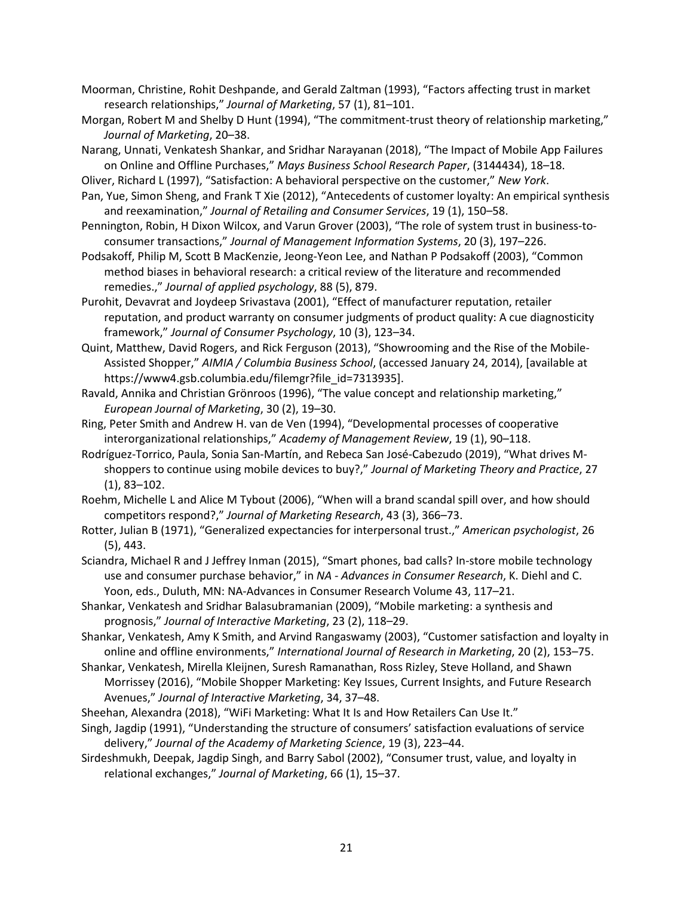Moorman, Christine, Rohit Deshpande, and Gerald Zaltman (1993), "Factors affecting trust in market research relationships," *Journal of Marketing*, 57 (1), 81–101.

Morgan, Robert M and Shelby D Hunt (1994), "The commitment-trust theory of relationship marketing," *Journal of Marketing*, 20–38.

Narang, Unnati, Venkatesh Shankar, and Sridhar Narayanan (2018), "The Impact of Mobile App Failures on Online and Offline Purchases," *Mays Business School Research Paper*, (3144434), 18–18.

Oliver, Richard L (1997), "Satisfaction: A behavioral perspective on the customer," *New York*.

Pan, Yue, Simon Sheng, and Frank T Xie (2012), "Antecedents of customer loyalty: An empirical synthesis and reexamination," *Journal of Retailing and Consumer Services*, 19 (1), 150–58.

Pennington, Robin, H Dixon Wilcox, and Varun Grover (2003), "The role of system trust in business-to-consumer transactions," *Journal of Management Information Systems*, 20 (3), 197–226.

Podsakoff, Philip M, Scott B MacKenzie, Jeong-Yeon Lee, and Nathan P Podsakoff (2003), "Common method biases in behavioral research: a critical review of the literature and recommended remedies.," *Journal of applied psychology*, 88 (5), 879.

Purohit, Devavrat and Joydeep Srivastava (2001), "Effect of manufacturer reputation, retailer reputation, and product warranty on consumer judgments of product quality: A cue diagnosticity framework," *Journal of Consumer Psychology*, 10 (3), 123–34.

Quint, Matthew, David Rogers, and Rick Ferguson (2013), "Showrooming and the Rise of the Mobile-Assisted Shopper," *AIMIA / Columbia Business School*, (accessed January 24, 2014), [available at https://www4.gsb.columbia.edu/filemgr?file_id=7313935].

Ravald, Annika and Christian Grönroos (1996), "The value concept and relationship marketing," *European Journal of Marketing*, 30 (2), 19–30.

Ring, Peter Smith and Andrew H. van de Ven (1994), "Developmental processes of cooperative interorganizational relationships," *Academy of Management Review*, 19 (1), 90–118.

Rodríguez-Torrico, Paula, Sonia San-Martín, and Rebeca San José-Cabezudo (2019), "What drives M-shoppers to continue using mobile devices to buy?," *Journal of Marketing Theory and Practice*, 27 (1), 83–102.

Roehm, Michelle L and Alice M Tybout (2006), "When will a brand scandal spill over, and how should competitors respond?," *Journal of Marketing Research*, 43 (3), 366–73.

Rotter, Julian B (1971), "Generalized expectancies for interpersonal trust.," *American psychologist*, 26 (5), 443.

Sciandra, Michael R and J Jeffrey Inman (2015), "Smart phones, bad calls? In-store mobile technology use and consumer purchase behavior," in *NA - Advances in Consumer Research*, K. Diehl and C. Yoon, eds., Duluth, MN: NA-Advances in Consumer Research Volume 43, 117–21.

Shankar, Venkatesh and Sridhar Balasubramanian (2009), "Mobile marketing: a synthesis and prognosis," *Journal of Interactive Marketing*, 23 (2), 118–29.

Shankar, Venkatesh, Amy K Smith, and Arvind Rangaswamy (2003), "Customer satisfaction and loyalty in online and offline environments," *International Journal of Research in Marketing*, 20 (2), 153–75.

Shankar, Venkatesh, Mirella Kleijnen, Suresh Ramanathan, Ross Rizley, Steve Holland, and Shawn Morrissey (2016), "Mobile Shopper Marketing: Key Issues, Current Insights, and Future Research Avenues," *Journal of Interactive Marketing*, 34, 37–48.

Sheehan, Alexandra (2018), "WiFi Marketing: What It Is and How Retailers Can Use It."

Singh, Jagdip (1991), "Understanding the structure of consumers' satisfaction evaluations of service delivery," *Journal of the Academy of Marketing Science*, 19 (3), 223–44.

Sirdeshmukh, Deepak, Jagdip Singh, and Barry Sabol (2002), "Consumer trust, value, and loyalty in relational exchanges," *Journal of Marketing*, 66 (1), 15–37.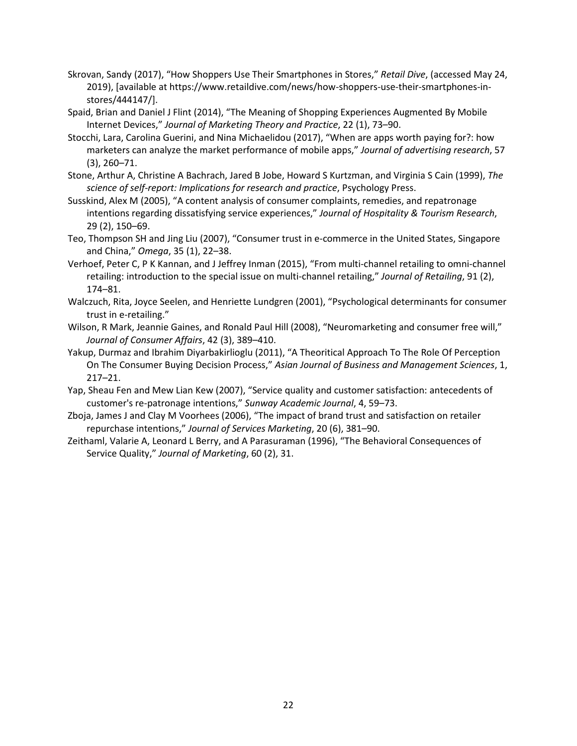Skrovan, Sandy (2017), "How Shoppers Use Their Smartphones in Stores," *Retail Dive*, (accessed May 24, 2019), [available at https://www.retaildive.com/news/how-shoppers-use-their-smartphones-in-stores/444147/].

Spaid, Brian and Daniel J Flint (2014), "The Meaning of Shopping Experiences Augmented By Mobile Internet Devices," *Journal of Marketing Theory and Practice*, 22 (1), 73–90.

Stocchi, Lara, Carolina Guerini, and Nina Michaelidou (2017), "When are apps worth paying for?: how marketers can analyze the market performance of mobile apps," *Journal of advertising research*, 57 (3), 260–71.

Stone, Arthur A, Christine A Bachrach, Jared B Jobe, Howard S Kurtzman, and Virginia S Cain (1999), *The science of self-report: Implications for research and practice*, Psychology Press.

Susskind, Alex M (2005), "A content analysis of consumer complaints, remedies, and repatronage intentions regarding dissatisfying service experiences," *Journal of Hospitality & Tourism Research*, 29 (2), 150–69.

Teo, Thompson SH and Jing Liu (2007), "Consumer trust in e-commerce in the United States, Singapore and China," *Omega*, 35 (1), 22–38.

Verhoef, Peter C, P K Kannan, and J Jeffrey Inman (2015), "From multi-channel retailing to omni-channel retailing: introduction to the special issue on multi-channel retailing," *Journal of Retailing*, 91 (2), 174–81.

Walczuch, Rita, Joyce Seelen, and Henriette Lundgren (2001), "Psychological determinants for consumer trust in e-retailing."

Wilson, R Mark, Jeannie Gaines, and Ronald Paul Hill (2008), "Neuromarketing and consumer free will," *Journal of Consumer Affairs*, 42 (3), 389–410.

Yakup, Durmaz and Ibrahim Diyarbakirlioglu (2011), "A Theoritical Approach To The Role Of Perception On The Consumer Buying Decision Process," *Asian Journal of Business and Management Sciences*, 1, 217–21.

Yap, Sheau Fen and Mew Lian Kew (2007), "Service quality and customer satisfaction: antecedents of customer's re-patronage intentions," *Sunway Academic Journal*, 4, 59–73.

Zboja, James J and Clay M Voorhees (2006), "The impact of brand trust and satisfaction on retailer repurchase intentions," *Journal of Services Marketing*, 20 (6), 381–90.

Zeithaml, Valarie A, Leonard L Berry, and A Parasuraman (1996), "The Behavioral Consequences of Service Quality," *Journal of Marketing*, 60 (2), 31.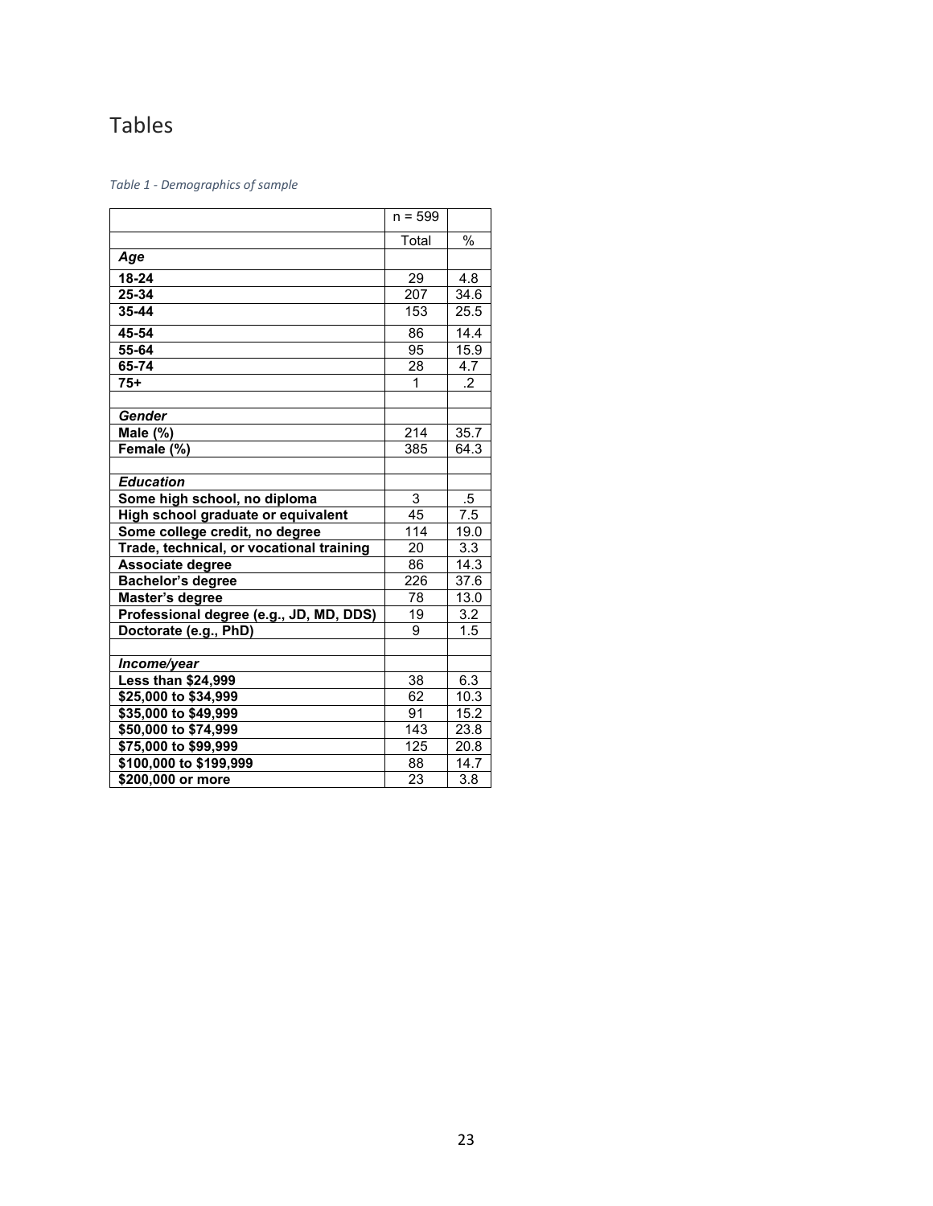# Tables

*Table 1 - Demographics of sample*

| | n = 599 | |
|---|---|---|
| | Total | % |
| ***Age*** | | |
| **18-24** | 29 | 4.8 |
| **25-34** | 207 | 34.6 |
| **35-44** | 153 | 25.5 |
| **45-54** | 86 | 14.4 |
| **55-64** | 95 | 15.9 |
| **65-74** | 28 | 4.7 |
| **75+** | 1 | .2 |
| | | |
| ***Gender*** | | |
| **Male (%)** | 214 | 35.7 |
| **Female (%)** | 385 | 64.3 |
| | | |
| ***Education*** | | |
| **Some high school, no diploma** | 3 | .5 |
| **High school graduate or equivalent** | 45 | 7.5 |
| **Some college credit, no degree** | 114 | 19.0 |
| **Trade, technical, or vocational training** | 20 | 3.3 |
| **Associate degree** | 86 | 14.3 |
| **Bachelor's degree** | 226 | 37.6 |
| **Master's degree** | 78 | 13.0 |
| **Professional degree (e.g., JD, MD, DDS)** | 19 | 3.2 |
| **Doctorate (e.g., PhD)** | 9 | 1.5 |
| | | |
| ***Income/year*** | | |
| **Less than $24,999** | 38 | 6.3 |
| **$25,000 to $34,999** | 62 | 10.3 |
| **$35,000 to $49,999** | 91 | 15.2 |
| **$50,000 to $74,999** | 143 | 23.8 |
| **$75,000 to $99,999** | 125 | 20.8 |
| **$100,000 to $199,999** | 88 | 14.7 |
| **$200,000 or more** | 23 | 3.8 |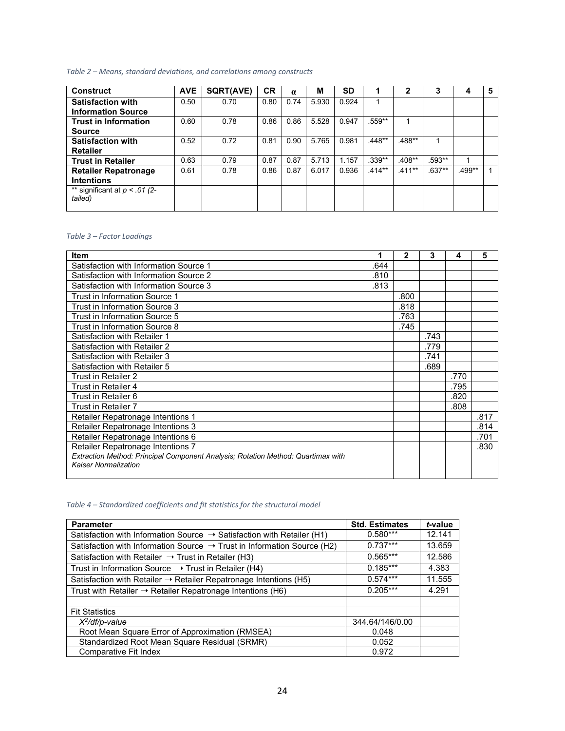*Table 2 – Means, standard deviations, and correlations among constructs*

| Construct | AVE | SQRT(AVE) | CR | α | M | SD | 1 | 2 | 3 | 4 | 5 |
|---|---|---|---|---|---|---|---|---|---|---|---|
| **Satisfaction with Information Source** | 0.50 | 0.70 | 0.80 | 0.74 | 5.930 | 0.924 | 1 | | | | |
| **Trust in Information Source** | 0.60 | 0.78 | 0.86 | 0.86 | 5.528 | 0.947 | .559** | 1 | | | |
| **Satisfaction with Retailer** | 0.52 | 0.72 | 0.81 | 0.90 | 5.765 | 0.981 | .448** | .488** | 1 | | |
| **Trust in Retailer** | 0.63 | 0.79 | 0.87 | 0.87 | 5.713 | 1.157 | .339** | .408** | .593** | 1 | |
| **Retailer Repatronage Intentions** | 0.61 | 0.78 | 0.86 | 0.87 | 6.017 | 0.936 | .414** | .411** | .637** | .499** | 1 |
| ** significant at $p < .01$ (2-tailed) | | | | | | | | | | | |

*Table 3 – Factor Loadings*

| Item | 1 | 2 | 3 | 4 | 5 |
|---|---|---|---|---|---|
| Satisfaction with Information Source 1 | .644 | | | | |
| Satisfaction with Information Source 2 | .810 | | | | |
| Satisfaction with Information Source 3 | .813 | | | | |
| Trust in Information Source 1 | | .800 | | | |
| Trust in Information Source 3 | | .818 | | | |
| Trust in Information Source 5 | | .763 | | | |
| Trust in Information Source 8 | | .745 | | | |
| Satisfaction with Retailer 1 | | | .743 | | |
| Satisfaction with Retailer 2 | | | .779 | | |
| Satisfaction with Retailer 3 | | | .741 | | |
| Satisfaction with Retailer 5 | | | .689 | | |
| Trust in Retailer 2 | | | | .770 | |
| Trust in Retailer 4 | | | | .795 | |
| Trust in Retailer 6 | | | | .820 | |
| Trust in Retailer 7 | | | | .808 | |
| Retailer Repatronage Intentions 1 | | | | | .817 |
| Retailer Repatronage Intentions 3 | | | | | .814 |
| Retailer Repatronage Intentions 6 | | | | | .701 |
| Retailer Repatronage Intentions 7 | | | | | .830 |
| *Extraction Method: Principal Component Analysis; Rotation Method: Quartimax with Kaiser Normalization* | | | | | |

*Table 4 – Standardized coefficients and fit statistics for the structural model*

| Parameter | Std. Estimates | *t*-value |
|---|---|---|
| Satisfaction with Information Source → Satisfaction with Retailer (H1) | 0.580*** | 12.141 |
| Satisfaction with Information Source → Trust in Information Source (H2) | 0.737*** | 13.659 |
| Satisfaction with Retailer → Trust in Retailer (H3) | 0.565*** | 12.586 |
| Trust in Information Source → Trust in Retailer (H4) | 0.185*** | 4.383 |
| Satisfaction with Retailer → Retailer Repatronage Intentions (H5) | 0.574*** | 11.555 |
| Trust with Retailer → Retailer Repatronage Intentions (H6) | 0.205*** | 4.291 |
| | | |
| Fit Statistics | | |
| *$X^2$/df/p-value* | 344.64/146/0.00 | |
| Root Mean Square Error of Approximation (RMSEA) | 0.048 | |
| Standardized Root Mean Square Residual (SRMR) | 0.052 | |
| Comparative Fit Index | 0.972 | |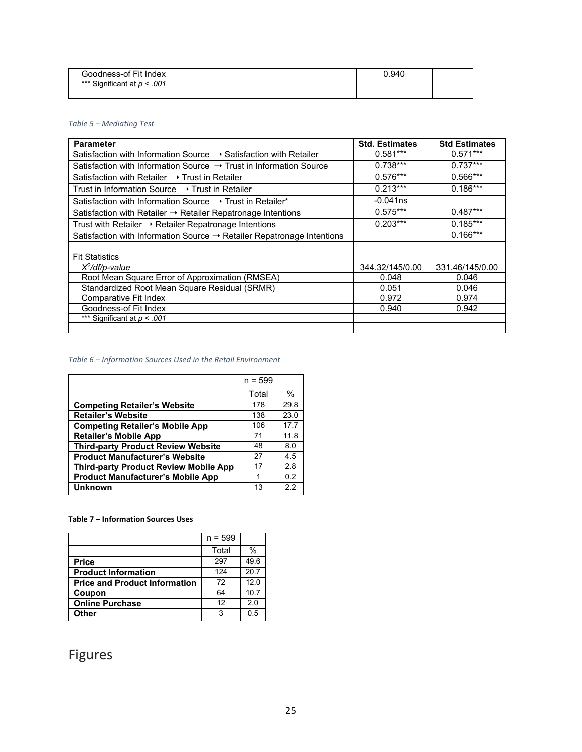| | | |
|---|---|---|
| Goodness-of Fit Index | 0.940 | |
| *** Significant at *p < .001* | | |
| | | |

*Table 5 – Mediating Test*

| Parameter | Std. Estimates | Std Estimates |
|---|---|---|
| Satisfaction with Information Source → Satisfaction with Retailer | 0.581*** | 0.571*** |
| Satisfaction with Information Source → Trust in Information Source | 0.738*** | 0.737*** |
| Satisfaction with Retailer → Trust in Retailer | 0.576*** | 0.566*** |
| Trust in Information Source → Trust in Retailer | 0.213*** | 0.186*** |
| Satisfaction with Information Source → Trust in Retailer* | -0.041ns | |
| Satisfaction with Retailer → Retailer Repatronage Intentions | 0.575*** | 0.487*** |
| Trust with Retailer → Retailer Repatronage Intentions | 0.203*** | 0.185*** |
| Satisfaction with Information Source → Retailer Repatronage Intentions | | 0.166*** |
| | | |
| Fit Statistics | | |
| $X^2$*/df/p-value* | 344.32/145/0.00 | 331.46/145/0.00 |
| Root Mean Square Error of Approximation (RMSEA) | 0.048 | 0.046 |
| Standardized Root Mean Square Residual (SRMR) | 0.051 | 0.046 |
| Comparative Fit Index | 0.972 | 0.974 |
| Goodness-of Fit Index | 0.940 | 0.942 |
| *** Significant at *p < .001* | | |
| | | |

*Table 6 – Information Sources Used in the Retail Environment*

| | n = 599 | |
|---|---|---|
| | Total | % |
| **Competing Retailer's Website** | 178 | 29.8 |
| **Retailer's Website** | 138 | 23.0 |
| **Competing Retailer's Mobile App** | 106 | 17.7 |
| **Retailer's Mobile App** | 71 | 11.8 |
| **Third-party Product Review Website** | 48 | 8.0 |
| **Product Manufacturer's Website** | 27 | 4.5 |
| **Third-party Product Review Mobile App** | 17 | 2.8 |
| **Product Manufacturer's Mobile App** | 1 | 0.2 |
| **Unknown** | 13 | 2.2 |

**Table 7 – Information Sources Uses**

| | n = 599 | |
|---|---|---|
| | Total | % |
| **Price** | 297 | 49.6 |
| **Product Information** | 124 | 20.7 |
| **Price and Product Information** | 72 | 12.0 |
| **Coupon** | 64 | 10.7 |
| **Online Purchase** | 12 | 2.0 |
| **Other** | 3 | 0.5 |

# Figures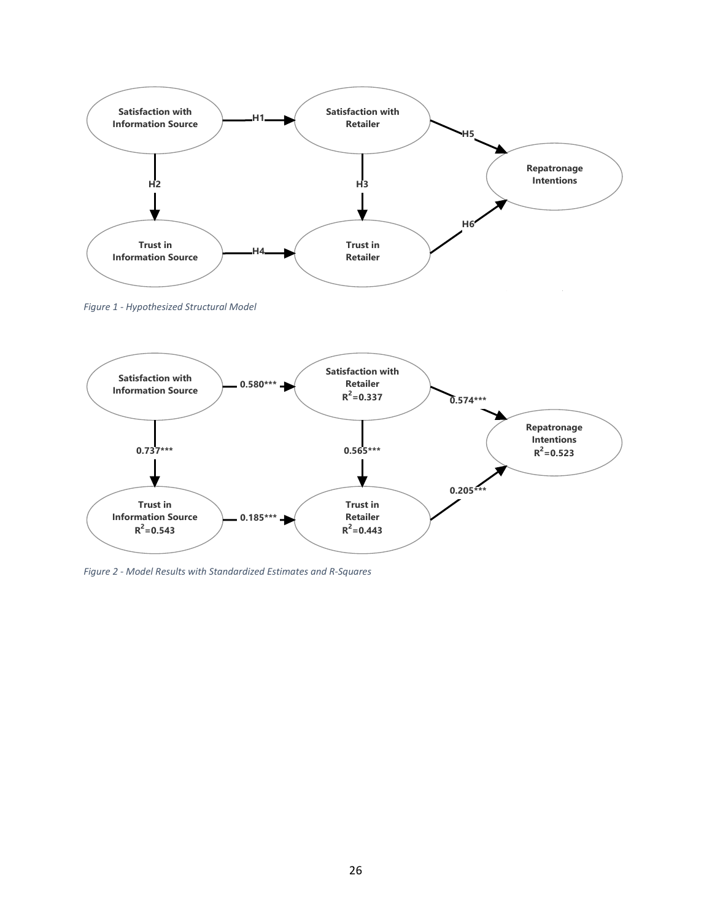Satisfaction with Information Source

H1

Satisfaction with Retailer

H5

Repatronage Intentions

H2

H3

H6

Trust in Information Source

H4

Trust in Retailer

*Figure 1 - Hypothesized Structural Model*

Satisfaction with Information Source

0.580***

Satisfaction with Retailer $R^2$=0.337

0.574***

Repatronage Intentions $R^2$=0.523

0.737***

0.565***

0.205***

Trust in Information Source $R^2$=0.543

0.185***

Trust in Retailer $R^2$=0.443

*Figure 2 - Model Results with Standardized Estimates and R-Squares*